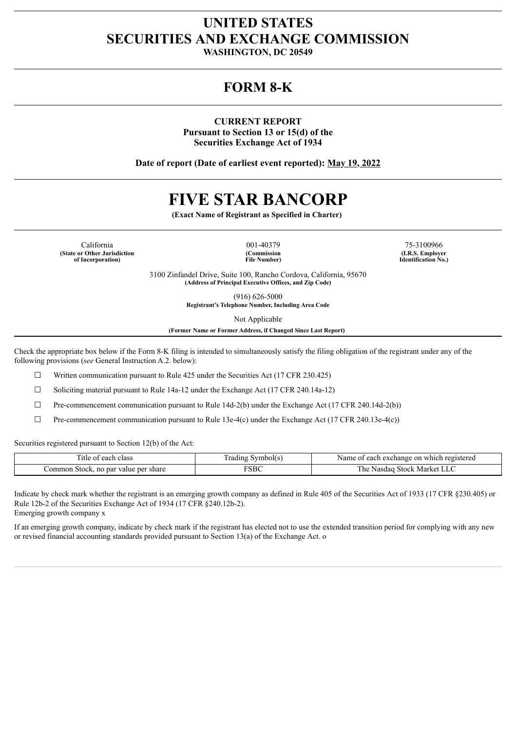# UNITED STATES
# SECURITIES AND EXCHANGE COMMISSION
**WASHINGTON, DC 20549**

# FORM 8-K

**CURRENT REPORT**
**Pursuant to Section 13 or 15(d) of the**
**Securities Exchange Act of 1934**

**Date of report (Date of earliest event reported): May 19, 2022**

# FIVE STAR BANCORP

**(Exact Name of Registrant as Specified in Charter)**

| California | 001-40379 | 75-3100966 |
|---|---|---|
| **(State or Other Jurisdiction of Incorporation)** | **(Commission File Number)** | **(I.R.S. Employer Identification No.)** |

3100 Zinfandel Drive, Suite 100, Rancho Cordova, California, 95670
**(Address of Principal Executive Offices, and Zip Code)**

(916) 626-5000
**Registrant's Telephone Number, Including Area Code**

Not Applicable
**(Former Name or Former Address, if Changed Since Last Report)**

Check the appropriate box below if the Form 8-K filing is intended to simultaneously satisfy the filing obligation of the registrant under any of the following provisions (*see* General Instruction A.2. below):

☐ Written communication pursuant to Rule 425 under the Securities Act (17 CFR 230.425)

☐ Soliciting material pursuant to Rule 14a-12 under the Exchange Act (17 CFR 240.14a-12)

☐ Pre-commencement communication pursuant to Rule 14d-2(b) under the Exchange Act (17 CFR 240.14d-2(b))

☐ Pre-commencement communication pursuant to Rule 13e-4(c) under the Exchange Act (17 CFR 240.13e-4(c))

Securities registered pursuant to Section 12(b) of the Act:

| Title of each class | Trading Symbol(s) | Name of each exchange on which registered |
|---|---|---|
| Common Stock, no par value per share | FSBC | The Nasdaq Stock Market LLC |

Indicate by check mark whether the registrant is an emerging growth company as defined in Rule 405 of the Securities Act of 1933 (17 CFR §230.405) or Rule 12b-2 of the Securities Exchange Act of 1934 (17 CFR §240.12b-2).
Emerging growth company x

If an emerging growth company, indicate by check mark if the registrant has elected not to use the extended transition period for complying with any new or revised financial accounting standards provided pursuant to Section 13(a) of the Exchange Act. o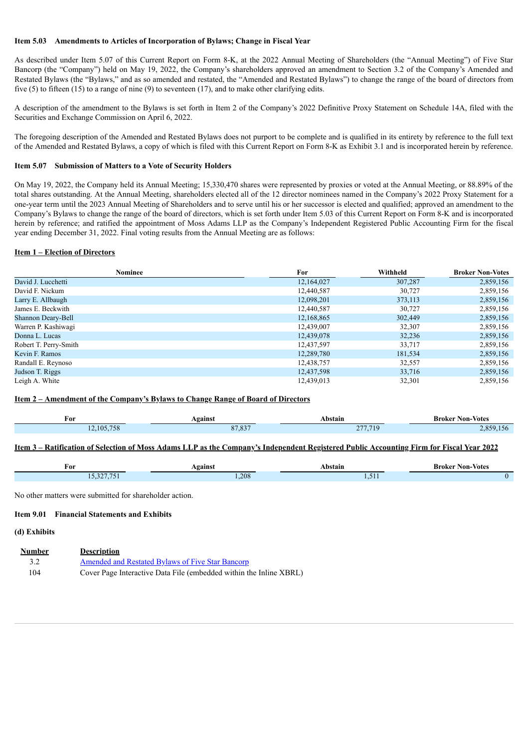**Item 5.03 Amendments to Articles of Incorporation of Bylaws; Change in Fiscal Year**

As described under Item 5.07 of this Current Report on Form 8-K, at the 2022 Annual Meeting of Shareholders (the "Annual Meeting") of Five Star Bancorp (the "Company") held on May 19, 2022, the Company's shareholders approved an amendment to Section 3.2 of the Company's Amended and Restated Bylaws (the "Bylaws," and as so amended and restated, the "Amended and Restated Bylaws") to change the range of the board of directors from five (5) to fifteen (15) to a range of nine (9) to seventeen (17), and to make other clarifying edits.

A description of the amendment to the Bylaws is set forth in Item 2 of the Company's 2022 Definitive Proxy Statement on Schedule 14A, filed with the Securities and Exchange Commission on April 6, 2022.

The foregoing description of the Amended and Restated Bylaws does not purport to be complete and is qualified in its entirety by reference to the full text of the Amended and Restated Bylaws, a copy of which is filed with this Current Report on Form 8-K as Exhibit 3.1 and is incorporated herein by reference.

**Item 5.07 Submission of Matters to a Vote of Security Holders**

On May 19, 2022, the Company held its Annual Meeting; 15,330,470 shares were represented by proxies or voted at the Annual Meeting, or 88.89% of the total shares outstanding. At the Annual Meeting, shareholders elected all of the 12 director nominees named in the Company's 2022 Proxy Statement for a one-year term until the 2023 Annual Meeting of Shareholders and to serve until his or her successor is elected and qualified; approved an amendment to the Company's Bylaws to change the range of the board of directors, which is set forth under Item 5.03 of this Current Report on Form 8-K and is incorporated herein by reference; and ratified the appointment of Moss Adams LLP as the Company's Independent Registered Public Accounting Firm for the fiscal year ending December 31, 2022. Final voting results from the Annual Meeting are as follows:

**Item 1 – Election of Directors**

| Nominee | For | Withheld | Broker Non-Votes |
|---|---|---|---|
| David J. Lucchetti | 12,164,027 | 307,287 | 2,859,156 |
| David F. Nickum | 12,440,587 | 30,727 | 2,859,156 |
| Larry E. Allbaugh | 12,098,201 | 373,113 | 2,859,156 |
| James E. Beckwith | 12,440,587 | 30,727 | 2,859,156 |
| Shannon Deary-Bell | 12,168,865 | 302,449 | 2,859,156 |
| Warren P. Kashiwagi | 12,439,007 | 32,307 | 2,859,156 |
| Donna L. Lucas | 12,439,078 | 32,236 | 2,859,156 |
| Robert T. Perry-Smith | 12,437,597 | 33,717 | 2,859,156 |
| Kevin F. Ramos | 12,289,780 | 181,534 | 2,859,156 |
| Randall E. Reynoso | 12,438,757 | 32,557 | 2,859,156 |
| Judson T. Riggs | 12,437,598 | 33,716 | 2,859,156 |
| Leigh A. White | 12,439,013 | 32,301 | 2,859,156 |

**Item 2 – Amendment of the Company's Bylaws to Change Range of Board of Directors**

| For | Against | Abstain | Broker Non-Votes |
|---|---|---|---|
| 12,105,758 | 87,837 | 277,719 | 2,859,156 |

**Item 3 – Ratification of Selection of Moss Adams LLP as the Company's Independent Registered Public Accounting Firm for Fiscal Year 2022**

| For | Against | Abstain | Broker Non-Votes |
|---|---|---|---|
| 15,327,751 | 1,208 | 1,511 | 0 |

No other matters were submitted for shareholder action.

**Item 9.01 Financial Statements and Exhibits**

**(d) Exhibits**

| Number | Description |
|---|---|
| 3.2 | Amended and Restated Bylaws of Five Star Bancorp |
| 104 | Cover Page Interactive Data File (embedded within the Inline XBRL) |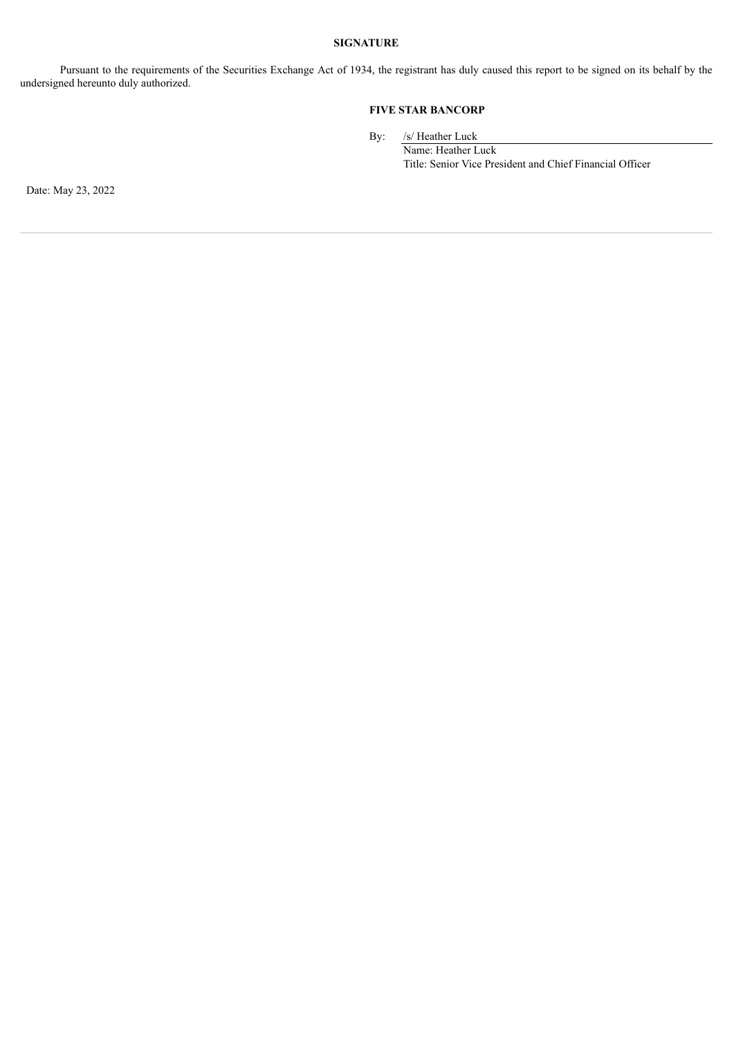## SIGNATURE

Pursuant to the requirements of the Securities Exchange Act of 1934, the registrant has duly caused this report to be signed on its behalf by the undersigned hereunto duly authorized.

**FIVE STAR BANCORP**

By: /s/ Heather Luck
Name: Heather Luck
Title: Senior Vice President and Chief Financial Officer

Date: May 23, 2022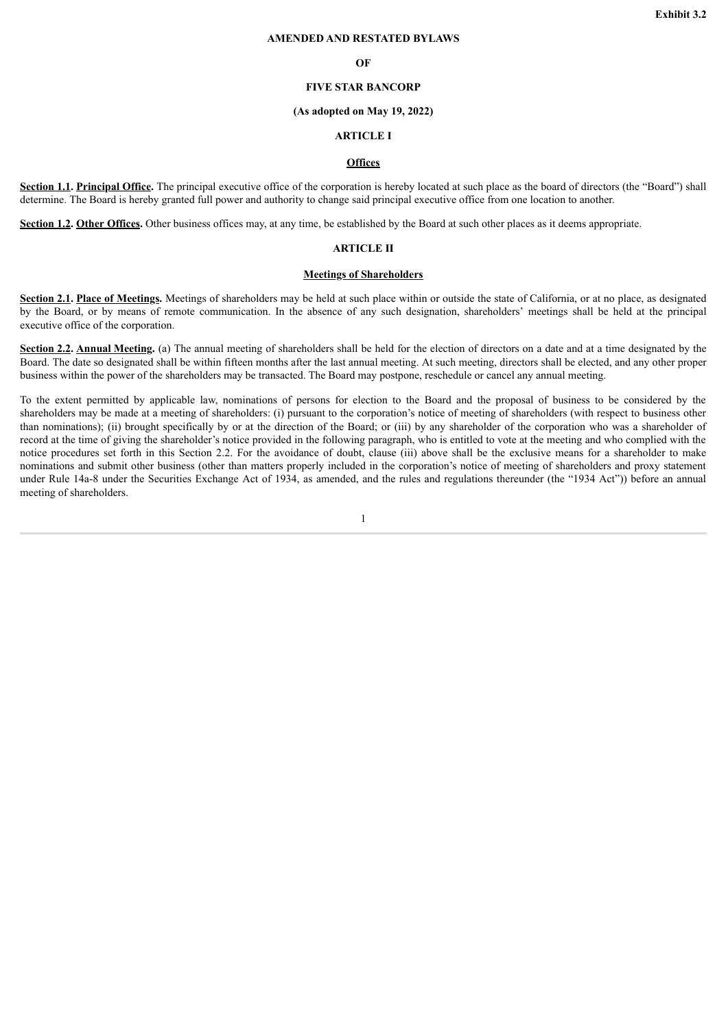**Exhibit 3.2**

# AMENDED AND RESTATED BYLAWS

# OF

# FIVE STAR BANCORP

**(As adopted on May 19, 2022)**

## ARTICLE I

## Offices

**Section 1.1. Principal Office.** The principal executive office of the corporation is hereby located at such place as the board of directors (the "Board") shall determine. The Board is hereby granted full power and authority to change said principal executive office from one location to another.

**Section 1.2. Other Offices.** Other business offices may, at any time, be established by the Board at such other places as it deems appropriate.

## ARTICLE II

## Meetings of Shareholders

**Section 2.1. Place of Meetings.** Meetings of shareholders may be held at such place within or outside the state of California, or at no place, as designated by the Board, or by means of remote communication. In the absence of any such designation, shareholders' meetings shall be held at the principal executive office of the corporation.

**Section 2.2. Annual Meeting.** (a) The annual meeting of shareholders shall be held for the election of directors on a date and at a time designated by the Board. The date so designated shall be within fifteen months after the last annual meeting. At such meeting, directors shall be elected, and any other proper business within the power of the shareholders may be transacted. The Board may postpone, reschedule or cancel any annual meeting.

To the extent permitted by applicable law, nominations of persons for election to the Board and the proposal of business to be considered by the shareholders may be made at a meeting of shareholders: (i) pursuant to the corporation's notice of meeting of shareholders (with respect to business other than nominations); (ii) brought specifically by or at the direction of the Board; or (iii) by any shareholder of the corporation who was a shareholder of record at the time of giving the shareholder's notice provided in the following paragraph, who is entitled to vote at the meeting and who complied with the notice procedures set forth in this Section 2.2. For the avoidance of doubt, clause (iii) above shall be the exclusive means for a shareholder to make nominations and submit other business (other than matters properly included in the corporation's notice of meeting of shareholders and proxy statement under Rule 14a-8 under the Securities Exchange Act of 1934, as amended, and the rules and regulations thereunder (the "1934 Act")) before an annual meeting of shareholders.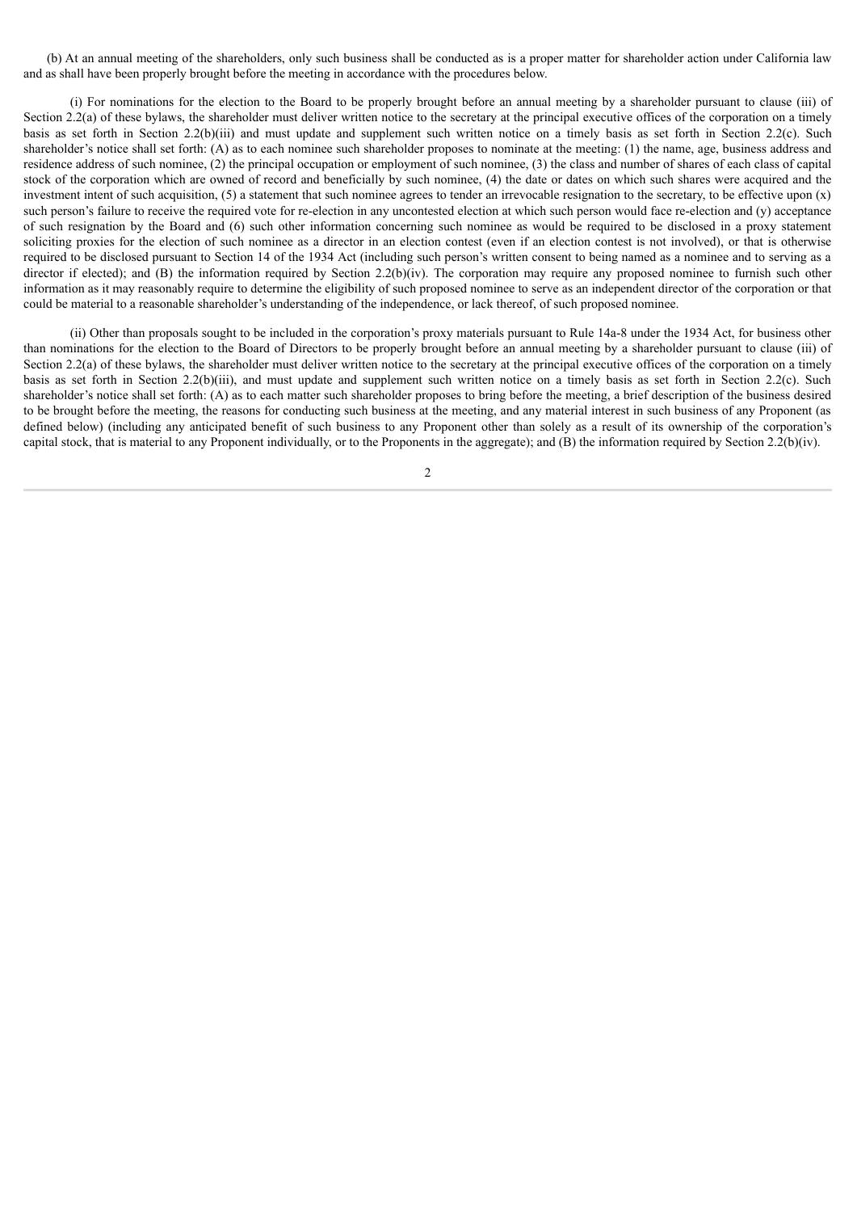(b) At an annual meeting of the shareholders, only such business shall be conducted as is a proper matter for shareholder action under California law and as shall have been properly brought before the meeting in accordance with the procedures below.

(i) For nominations for the election to the Board to be properly brought before an annual meeting by a shareholder pursuant to clause (iii) of Section 2.2(a) of these bylaws, the shareholder must deliver written notice to the secretary at the principal executive offices of the corporation on a timely basis as set forth in Section 2.2(b)(iii) and must update and supplement such written notice on a timely basis as set forth in Section 2.2(c). Such shareholder's notice shall set forth: (A) as to each nominee such shareholder proposes to nominate at the meeting: (1) the name, age, business address and residence address of such nominee, (2) the principal occupation or employment of such nominee, (3) the class and number of shares of each class of capital stock of the corporation which are owned of record and beneficially by such nominee, (4) the date or dates on which such shares were acquired and the investment intent of such acquisition, (5) a statement that such nominee agrees to tender an irrevocable resignation to the secretary, to be effective upon (x) such person's failure to receive the required vote for re-election in any uncontested election at which such person would face re-election and (y) acceptance of such resignation by the Board and (6) such other information concerning such nominee as would be required to be disclosed in a proxy statement soliciting proxies for the election of such nominee as a director in an election contest (even if an election contest is not involved), or that is otherwise required to be disclosed pursuant to Section 14 of the 1934 Act (including such person's written consent to being named as a nominee and to serving as a director if elected); and (B) the information required by Section 2.2(b)(iv). The corporation may require any proposed nominee to furnish such other information as it may reasonably require to determine the eligibility of such proposed nominee to serve as an independent director of the corporation or that could be material to a reasonable shareholder's understanding of the independence, or lack thereof, of such proposed nominee.

(ii) Other than proposals sought to be included in the corporation's proxy materials pursuant to Rule 14a-8 under the 1934 Act, for business other than nominations for the election to the Board of Directors to be properly brought before an annual meeting by a shareholder pursuant to clause (iii) of Section 2.2(a) of these bylaws, the shareholder must deliver written notice to the secretary at the principal executive offices of the corporation on a timely basis as set forth in Section 2.2(b)(iii), and must update and supplement such written notice on a timely basis as set forth in Section 2.2(c). Such shareholder's notice shall set forth: (A) as to each matter such shareholder proposes to bring before the meeting, a brief description of the business desired to be brought before the meeting, the reasons for conducting such business at the meeting, and any material interest in such business of any Proponent (as defined below) (including any anticipated benefit of such business to any Proponent other than solely as a result of its ownership of the corporation's capital stock, that is material to any Proponent individually, or to the Proponents in the aggregate); and (B) the information required by Section 2.2(b)(iv).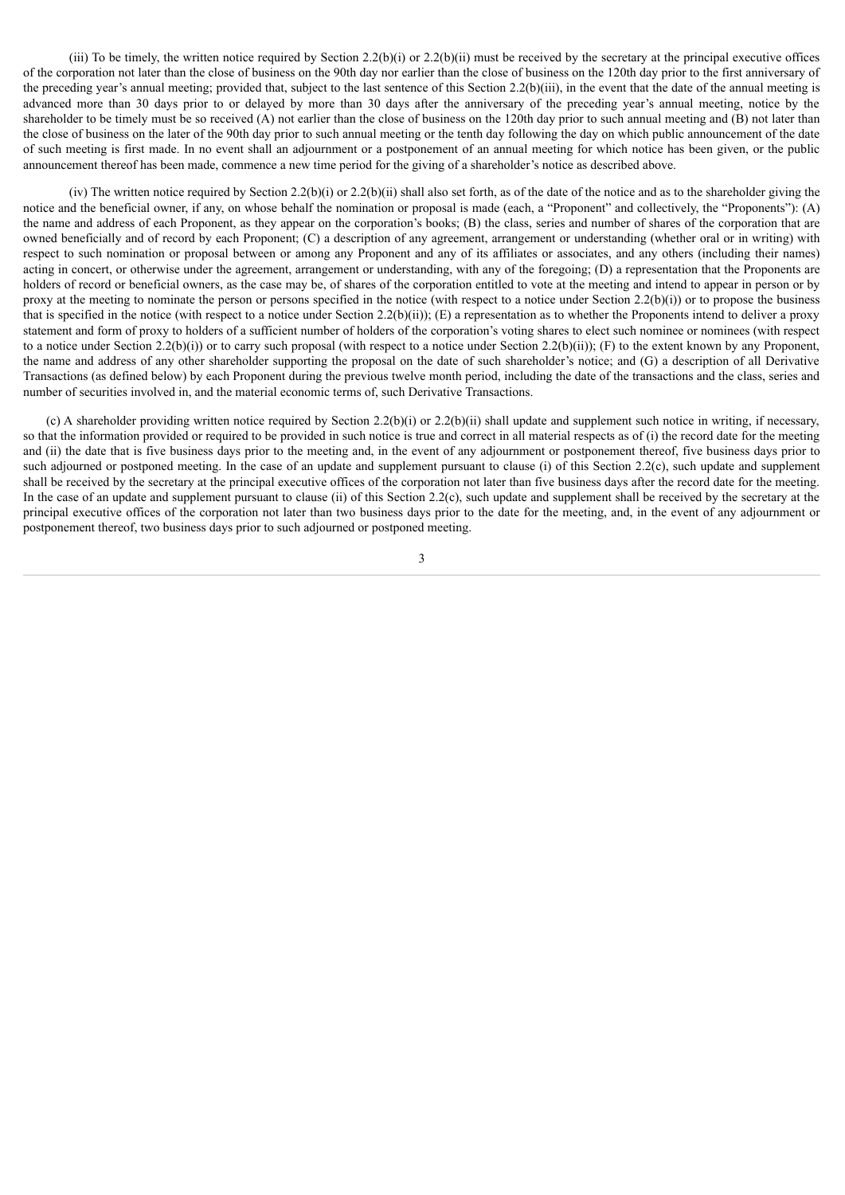(iii) To be timely, the written notice required by Section 2.2(b)(i) or 2.2(b)(ii) must be received by the secretary at the principal executive offices of the corporation not later than the close of business on the 90th day nor earlier than the close of business on the 120th day prior to the first anniversary of the preceding year's annual meeting; provided that, subject to the last sentence of this Section 2.2(b)(iii), in the event that the date of the annual meeting is advanced more than 30 days prior to or delayed by more than 30 days after the anniversary of the preceding year's annual meeting, notice by the shareholder to be timely must be so received (A) not earlier than the close of business on the 120th day prior to such annual meeting and (B) not later than the close of business on the later of the 90th day prior to such annual meeting or the tenth day following the day on which public announcement of the date of such meeting is first made. In no event shall an adjournment or a postponement of an annual meeting for which notice has been given, or the public announcement thereof has been made, commence a new time period for the giving of a shareholder's notice as described above.

(iv) The written notice required by Section 2.2(b)(i) or 2.2(b)(ii) shall also set forth, as of the date of the notice and as to the shareholder giving the notice and the beneficial owner, if any, on whose behalf the nomination or proposal is made (each, a "Proponent" and collectively, the "Proponents"): (A) the name and address of each Proponent, as they appear on the corporation's books; (B) the class, series and number of shares of the corporation that are owned beneficially and of record by each Proponent; (C) a description of any agreement, arrangement or understanding (whether oral or in writing) with respect to such nomination or proposal between or among any Proponent and any of its affiliates or associates, and any others (including their names) acting in concert, or otherwise under the agreement, arrangement or understanding, with any of the foregoing; (D) a representation that the Proponents are holders of record or beneficial owners, as the case may be, of shares of the corporation entitled to vote at the meeting and intend to appear in person or by proxy at the meeting to nominate the person or persons specified in the notice (with respect to a notice under Section 2.2(b)(i)) or to propose the business that is specified in the notice (with respect to a notice under Section 2.2(b)(ii)); (E) a representation as to whether the Proponents intend to deliver a proxy statement and form of proxy to holders of a sufficient number of holders of the corporation's voting shares to elect such nominee or nominees (with respect to a notice under Section 2.2(b)(i)) or to carry such proposal (with respect to a notice under Section 2.2(b)(ii)); (F) to the extent known by any Proponent, the name and address of any other shareholder supporting the proposal on the date of such shareholder's notice; and (G) a description of all Derivative Transactions (as defined below) by each Proponent during the previous twelve month period, including the date of the transactions and the class, series and number of securities involved in, and the material economic terms of, such Derivative Transactions.

(c) A shareholder providing written notice required by Section 2.2(b)(i) or 2.2(b)(ii) shall update and supplement such notice in writing, if necessary, so that the information provided or required to be provided in such notice is true and correct in all material respects as of (i) the record date for the meeting and (ii) the date that is five business days prior to the meeting and, in the event of any adjournment or postponement thereof, five business days prior to such adjourned or postponed meeting. In the case of an update and supplement pursuant to clause (i) of this Section 2.2(c), such update and supplement shall be received by the secretary at the principal executive offices of the corporation not later than five business days after the record date for the meeting. In the case of an update and supplement pursuant to clause (ii) of this Section 2.2(c), such update and supplement shall be received by the secretary at the principal executive offices of the corporation not later than two business days prior to the date for the meeting, and, in the event of any adjournment or postponement thereof, two business days prior to such adjourned or postponed meeting.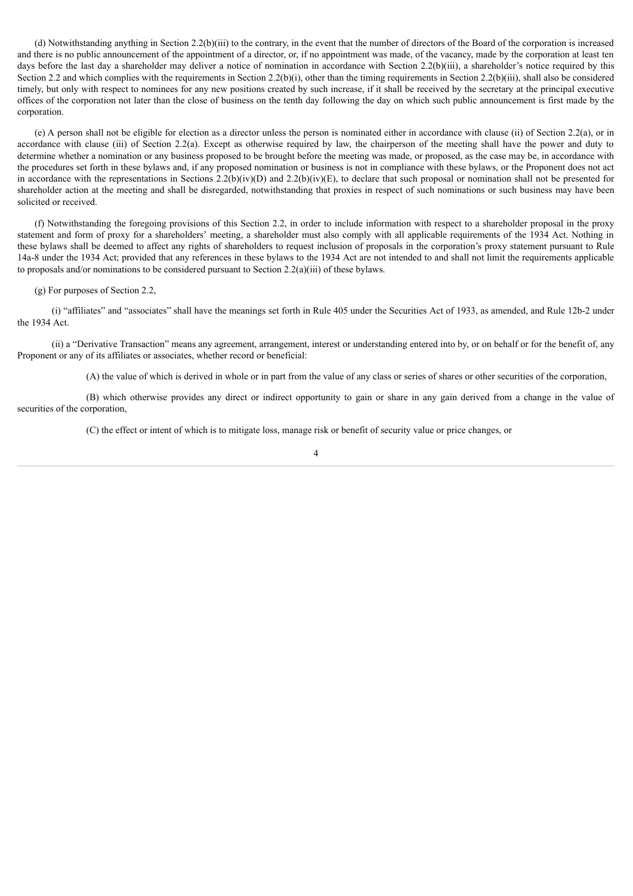(d) Notwithstanding anything in Section 2.2(b)(iii) to the contrary, in the event that the number of directors of the Board of the corporation is increased and there is no public announcement of the appointment of a director, or, if no appointment was made, of the vacancy, made by the corporation at least ten days before the last day a shareholder may deliver a notice of nomination in accordance with Section 2.2(b)(iii), a shareholder's notice required by this Section 2.2 and which complies with the requirements in Section 2.2(b)(i), other than the timing requirements in Section 2.2(b)(iii), shall also be considered timely, but only with respect to nominees for any new positions created by such increase, if it shall be received by the secretary at the principal executive offices of the corporation not later than the close of business on the tenth day following the day on which such public announcement is first made by the corporation.

(e) A person shall not be eligible for election as a director unless the person is nominated either in accordance with clause (ii) of Section 2.2(a), or in accordance with clause (iii) of Section 2.2(a). Except as otherwise required by law, the chairperson of the meeting shall have the power and duty to determine whether a nomination or any business proposed to be brought before the meeting was made, or proposed, as the case may be, in accordance with the procedures set forth in these bylaws and, if any proposed nomination or business is not in compliance with these bylaws, or the Proponent does not act in accordance with the representations in Sections 2.2(b)(iv)(D) and 2.2(b)(iv)(E), to declare that such proposal or nomination shall not be presented for shareholder action at the meeting and shall be disregarded, notwithstanding that proxies in respect of such nominations or such business may have been solicited or received.

(f) Notwithstanding the foregoing provisions of this Section 2.2, in order to include information with respect to a shareholder proposal in the proxy statement and form of proxy for a shareholders' meeting, a shareholder must also comply with all applicable requirements of the 1934 Act. Nothing in these bylaws shall be deemed to affect any rights of shareholders to request inclusion of proposals in the corporation's proxy statement pursuant to Rule 14a-8 under the 1934 Act; provided that any references in these bylaws to the 1934 Act are not intended to and shall not limit the requirements applicable to proposals and/or nominations to be considered pursuant to Section 2.2(a)(iii) of these bylaws.

(g) For purposes of Section 2.2,

(i) "affiliates" and "associates" shall have the meanings set forth in Rule 405 under the Securities Act of 1933, as amended, and Rule 12b-2 under the 1934 Act.

(ii) a "Derivative Transaction" means any agreement, arrangement, interest or understanding entered into by, or on behalf or for the benefit of, any Proponent or any of its affiliates or associates, whether record or beneficial:

(A) the value of which is derived in whole or in part from the value of any class or series of shares or other securities of the corporation,

(B) which otherwise provides any direct or indirect opportunity to gain or share in any gain derived from a change in the value of securities of the corporation,

(C) the effect or intent of which is to mitigate loss, manage risk or benefit of security value or price changes, or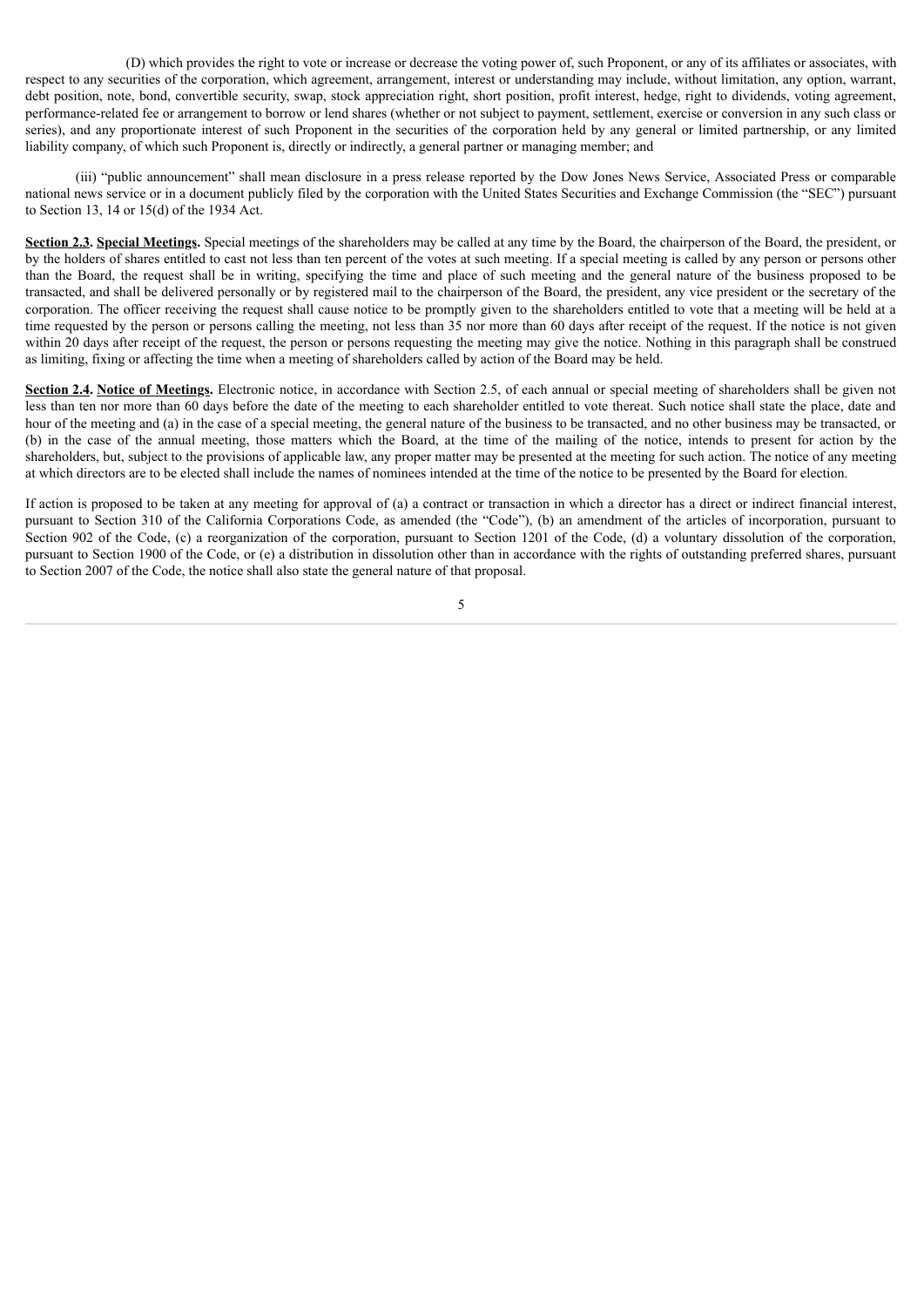(D) which provides the right to vote or increase or decrease the voting power of, such Proponent, or any of its affiliates or associates, with respect to any securities of the corporation, which agreement, arrangement, interest or understanding may include, without limitation, any option, warrant, debt position, note, bond, convertible security, swap, stock appreciation right, short position, profit interest, hedge, right to dividends, voting agreement, performance-related fee or arrangement to borrow or lend shares (whether or not subject to payment, settlement, exercise or conversion in any such class or series), and any proportionate interest of such Proponent in the securities of the corporation held by any general or limited partnership, or any limited liability company, of which such Proponent is, directly or indirectly, a general partner or managing member; and

(iii) "public announcement" shall mean disclosure in a press release reported by the Dow Jones News Service, Associated Press or comparable national news service or in a document publicly filed by the corporation with the United States Securities and Exchange Commission (the "SEC") pursuant to Section 13, 14 or 15(d) of the 1934 Act.

**Section 2.3. Special Meetings.** Special meetings of the shareholders may be called at any time by the Board, the chairperson of the Board, the president, or by the holders of shares entitled to cast not less than ten percent of the votes at such meeting. If a special meeting is called by any person or persons other than the Board, the request shall be in writing, specifying the time and place of such meeting and the general nature of the business proposed to be transacted, and shall be delivered personally or by registered mail to the chairperson of the Board, the president, any vice president or the secretary of the corporation. The officer receiving the request shall cause notice to be promptly given to the shareholders entitled to vote that a meeting will be held at a time requested by the person or persons calling the meeting, not less than 35 nor more than 60 days after receipt of the request. If the notice is not given within 20 days after receipt of the request, the person or persons requesting the meeting may give the notice. Nothing in this paragraph shall be construed as limiting, fixing or affecting the time when a meeting of shareholders called by action of the Board may be held.

**Section 2.4. Notice of Meetings.** Electronic notice, in accordance with Section 2.5, of each annual or special meeting of shareholders shall be given not less than ten nor more than 60 days before the date of the meeting to each shareholder entitled to vote thereat. Such notice shall state the place, date and hour of the meeting and (a) in the case of a special meeting, the general nature of the business to be transacted, and no other business may be transacted, or (b) in the case of the annual meeting, those matters which the Board, at the time of the mailing of the notice, intends to present for action by the shareholders, but, subject to the provisions of applicable law, any proper matter may be presented at the meeting for such action. The notice of any meeting at which directors are to be elected shall include the names of nominees intended at the time of the notice to be presented by the Board for election.

If action is proposed to be taken at any meeting for approval of (a) a contract or transaction in which a director has a direct or indirect financial interest, pursuant to Section 310 of the California Corporations Code, as amended (the "Code"), (b) an amendment of the articles of incorporation, pursuant to Section 902 of the Code, (c) a reorganization of the corporation, pursuant to Section 1201 of the Code, (d) a voluntary dissolution of the corporation, pursuant to Section 1900 of the Code, or (e) a distribution in dissolution other than in accordance with the rights of outstanding preferred shares, pursuant to Section 2007 of the Code, the notice shall also state the general nature of that proposal.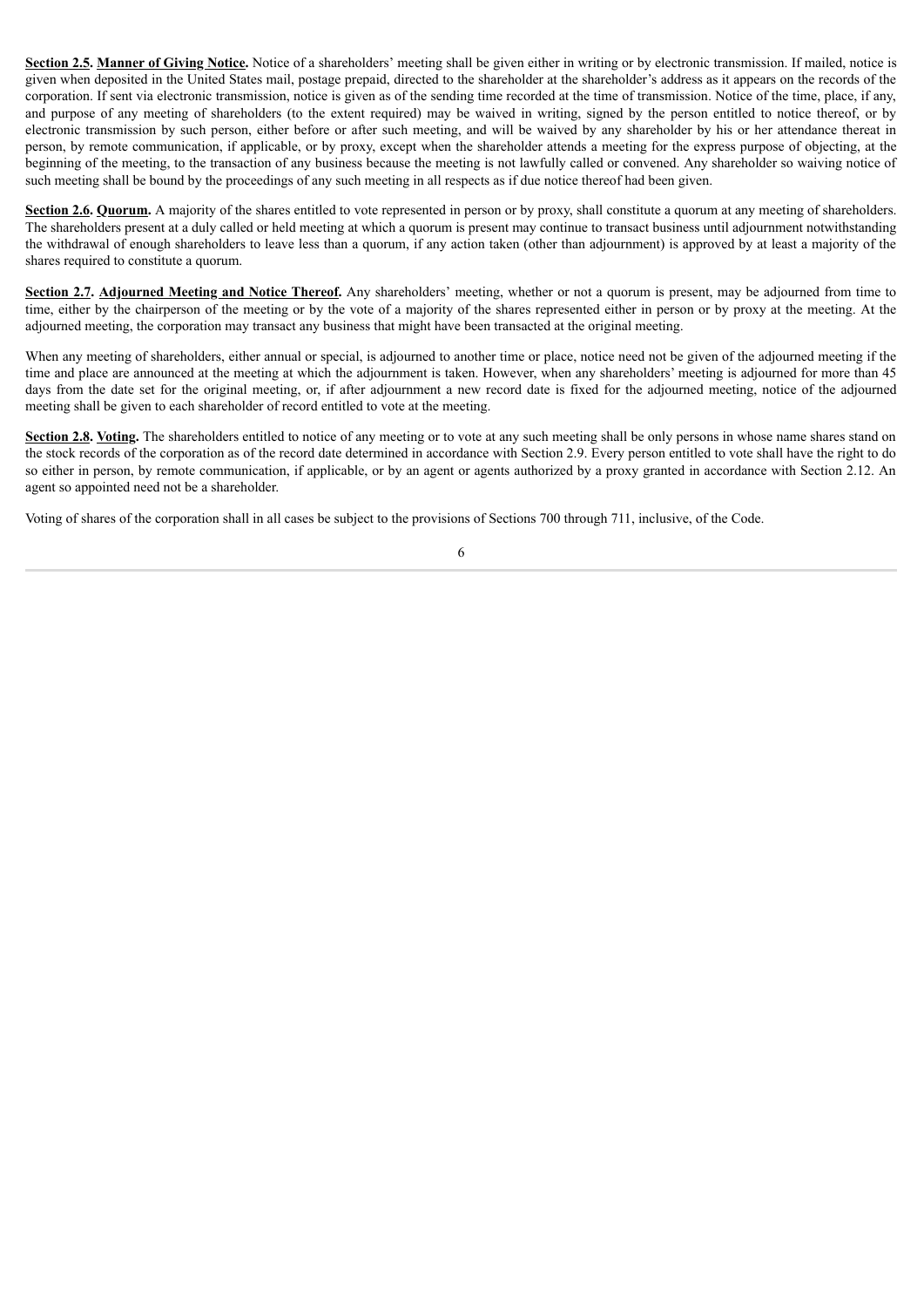**Section 2.5.** **Manner of Giving Notice.** Notice of a shareholders' meeting shall be given either in writing or by electronic transmission. If mailed, notice is given when deposited in the United States mail, postage prepaid, directed to the shareholder at the shareholder's address as it appears on the records of the corporation. If sent via electronic transmission, notice is given as of the sending time recorded at the time of transmission. Notice of the time, place, if any, and purpose of any meeting of shareholders (to the extent required) may be waived in writing, signed by the person entitled to notice thereof, or by electronic transmission by such person, either before or after such meeting, and will be waived by any shareholder by his or her attendance thereat in person, by remote communication, if applicable, or by proxy, except when the shareholder attends a meeting for the express purpose of objecting, at the beginning of the meeting, to the transaction of any business because the meeting is not lawfully called or convened. Any shareholder so waiving notice of such meeting shall be bound by the proceedings of any such meeting in all respects as if due notice thereof had been given.

**Section 2.6.** **Quorum.** A majority of the shares entitled to vote represented in person or by proxy, shall constitute a quorum at any meeting of shareholders. The shareholders present at a duly called or held meeting at which a quorum is present may continue to transact business until adjournment notwithstanding the withdrawal of enough shareholders to leave less than a quorum, if any action taken (other than adjournment) is approved by at least a majority of the shares required to constitute a quorum.

**Section 2.7.** **Adjourned Meeting and Notice Thereof.** Any shareholders' meeting, whether or not a quorum is present, may be adjourned from time to time, either by the chairperson of the meeting or by the vote of a majority of the shares represented either in person or by proxy at the meeting. At the adjourned meeting, the corporation may transact any business that might have been transacted at the original meeting.

When any meeting of shareholders, either annual or special, is adjourned to another time or place, notice need not be given of the adjourned meeting if the time and place are announced at the meeting at which the adjournment is taken. However, when any shareholders' meeting is adjourned for more than 45 days from the date set for the original meeting, or, if after adjournment a new record date is fixed for the adjourned meeting, notice of the adjourned meeting shall be given to each shareholder of record entitled to vote at the meeting.

**Section 2.8.** **Voting.** The shareholders entitled to notice of any meeting or to vote at any such meeting shall be only persons in whose name shares stand on the stock records of the corporation as of the record date determined in accordance with Section 2.9. Every person entitled to vote shall have the right to do so either in person, by remote communication, if applicable, or by an agent or agents authorized by a proxy granted in accordance with Section 2.12. An agent so appointed need not be a shareholder.

Voting of shares of the corporation shall in all cases be subject to the provisions of Sections 700 through 711, inclusive, of the Code.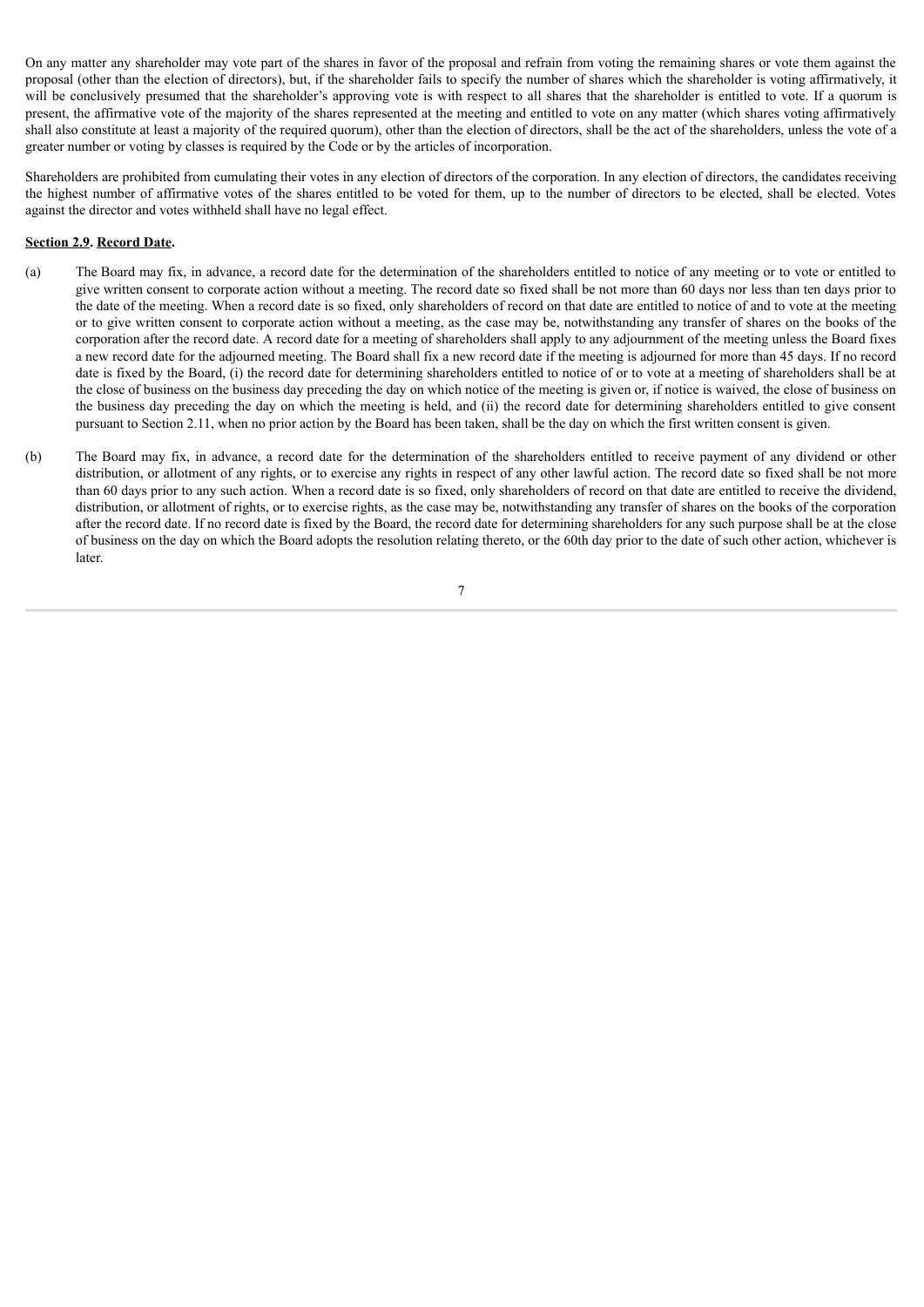On any matter any shareholder may vote part of the shares in favor of the proposal and refrain from voting the remaining shares or vote them against the proposal (other than the election of directors), but, if the shareholder fails to specify the number of shares which the shareholder is voting affirmatively, it will be conclusively presumed that the shareholder's approving vote is with respect to all shares that the shareholder is entitled to vote. If a quorum is present, the affirmative vote of the majority of the shares represented at the meeting and entitled to vote on any matter (which shares voting affirmatively shall also constitute at least a majority of the required quorum), other than the election of directors, shall be the act of the shareholders, unless the vote of a greater number or voting by classes is required by the Code or by the articles of incorporation.

Shareholders are prohibited from cumulating their votes in any election of directors of the corporation. In any election of directors, the candidates receiving the highest number of affirmative votes of the shares entitled to be voted for them, up to the number of directors to be elected, shall be elected. Votes against the director and votes withheld shall have no legal effect.

**Section 2.9. Record Date.**

(a) The Board may fix, in advance, a record date for the determination of the shareholders entitled to notice of any meeting or to vote or entitled to give written consent to corporate action without a meeting. The record date so fixed shall be not more than 60 days nor less than ten days prior to the date of the meeting. When a record date is so fixed, only shareholders of record on that date are entitled to notice of and to vote at the meeting or to give written consent to corporate action without a meeting, as the case may be, notwithstanding any transfer of shares on the books of the corporation after the record date. A record date for a meeting of shareholders shall apply to any adjournment of the meeting unless the Board fixes a new record date for the adjourned meeting. The Board shall fix a new record date if the meeting is adjourned for more than 45 days. If no record date is fixed by the Board, (i) the record date for determining shareholders entitled to notice of or to vote at a meeting of shareholders shall be at the close of business on the business day preceding the day on which notice of the meeting is given or, if notice is waived, the close of business on the business day preceding the day on which the meeting is held, and (ii) the record date for determining shareholders entitled to give consent pursuant to Section 2.11, when no prior action by the Board has been taken, shall be the day on which the first written consent is given.

(b) The Board may fix, in advance, a record date for the determination of the shareholders entitled to receive payment of any dividend or other distribution, or allotment of any rights, or to exercise any rights in respect of any other lawful action. The record date so fixed shall be not more than 60 days prior to any such action. When a record date is so fixed, only shareholders of record on that date are entitled to receive the dividend, distribution, or allotment of rights, or to exercise rights, as the case may be, notwithstanding any transfer of shares on the books of the corporation after the record date. If no record date is fixed by the Board, the record date for determining shareholders for any such purpose shall be at the close of business on the day on which the Board adopts the resolution relating thereto, or the 60th day prior to the date of such other action, whichever is later.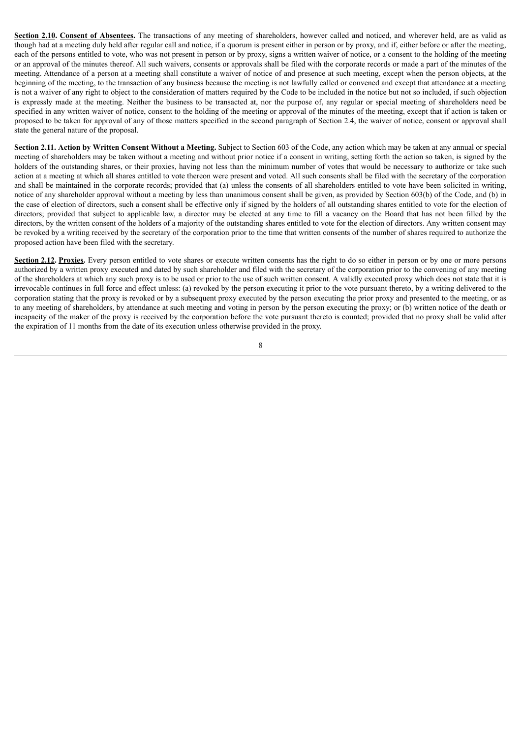**Section 2.10. Consent of Absentees.** The transactions of any meeting of shareholders, however called and noticed, and wherever held, are as valid as though had at a meeting duly held after regular call and notice, if a quorum is present either in person or by proxy, and if, either before or after the meeting, each of the persons entitled to vote, who was not present in person or by proxy, signs a written waiver of notice, or a consent to the holding of the meeting or an approval of the minutes thereof. All such waivers, consents or approvals shall be filed with the corporate records or made a part of the minutes of the meeting. Attendance of a person at a meeting shall constitute a waiver of notice of and presence at such meeting, except when the person objects, at the beginning of the meeting, to the transaction of any business because the meeting is not lawfully called or convened and except that attendance at a meeting is not a waiver of any right to object to the consideration of matters required by the Code to be included in the notice but not so included, if such objection is expressly made at the meeting. Neither the business to be transacted at, nor the purpose of, any regular or special meeting of shareholders need be specified in any written waiver of notice, consent to the holding of the meeting or approval of the minutes of the meeting, except that if action is taken or proposed to be taken for approval of any of those matters specified in the second paragraph of Section 2.4, the waiver of notice, consent or approval shall state the general nature of the proposal.

**Section 2.11. Action by Written Consent Without a Meeting.** Subject to Section 603 of the Code, any action which may be taken at any annual or special meeting of shareholders may be taken without a meeting and without prior notice if a consent in writing, setting forth the action so taken, is signed by the holders of the outstanding shares, or their proxies, having not less than the minimum number of votes that would be necessary to authorize or take such action at a meeting at which all shares entitled to vote thereon were present and voted. All such consents shall be filed with the secretary of the corporation and shall be maintained in the corporate records; provided that (a) unless the consents of all shareholders entitled to vote have been solicited in writing, notice of any shareholder approval without a meeting by less than unanimous consent shall be given, as provided by Section 603(b) of the Code, and (b) in the case of election of directors, such a consent shall be effective only if signed by the holders of all outstanding shares entitled to vote for the election of directors; provided that subject to applicable law, a director may be elected at any time to fill a vacancy on the Board that has not been filled by the directors, by the written consent of the holders of a majority of the outstanding shares entitled to vote for the election of directors. Any written consent may be revoked by a writing received by the secretary of the corporation prior to the time that written consents of the number of shares required to authorize the proposed action have been filed with the secretary.

**Section 2.12. Proxies.** Every person entitled to vote shares or execute written consents has the right to do so either in person or by one or more persons authorized by a written proxy executed and dated by such shareholder and filed with the secretary of the corporation prior to the convening of any meeting of the shareholders at which any such proxy is to be used or prior to the use of such written consent. A validly executed proxy which does not state that it is irrevocable continues in full force and effect unless: (a) revoked by the person executing it prior to the vote pursuant thereto, by a writing delivered to the corporation stating that the proxy is revoked or by a subsequent proxy executed by the person executing the prior proxy and presented to the meeting, or as to any meeting of shareholders, by attendance at such meeting and voting in person by the person executing the proxy; or (b) written notice of the death or incapacity of the maker of the proxy is received by the corporation before the vote pursuant thereto is counted; provided that no proxy shall be valid after the expiration of 11 months from the date of its execution unless otherwise provided in the proxy.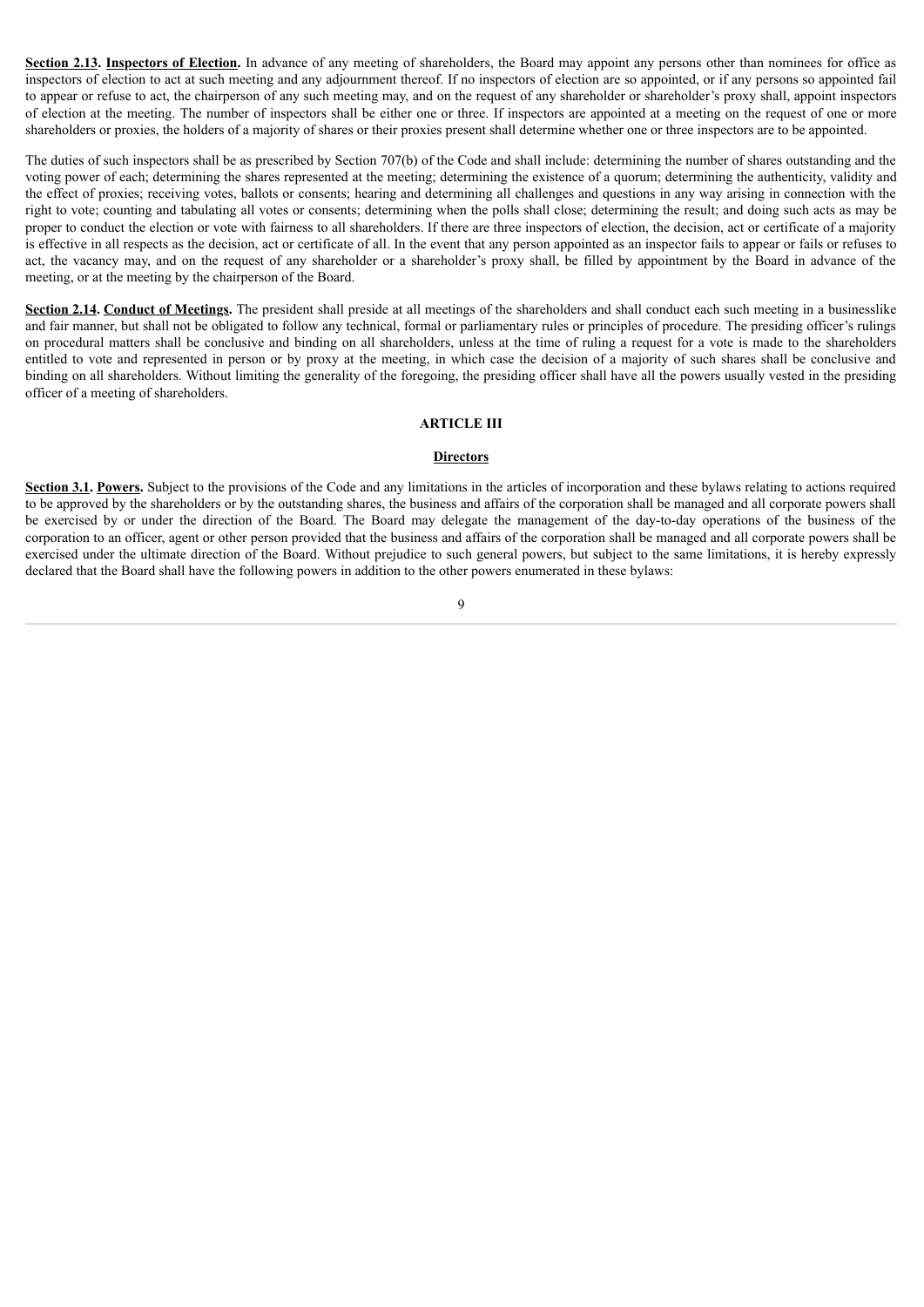**Section 2.13**. **Inspectors of Election.** In advance of any meeting of shareholders, the Board may appoint any persons other than nominees for office as inspectors of election to act at such meeting and any adjournment thereof. If no inspectors of election are so appointed, or if any persons so appointed fail to appear or refuse to act, the chairperson of any such meeting may, and on the request of any shareholder or shareholder's proxy shall, appoint inspectors of election at the meeting. The number of inspectors shall be either one or three. If inspectors are appointed at a meeting on the request of one or more shareholders or proxies, the holders of a majority of shares or their proxies present shall determine whether one or three inspectors are to be appointed.

The duties of such inspectors shall be as prescribed by Section 707(b) of the Code and shall include: determining the number of shares outstanding and the voting power of each; determining the shares represented at the meeting; determining the existence of a quorum; determining the authenticity, validity and the effect of proxies; receiving votes, ballots or consents; hearing and determining all challenges and questions in any way arising in connection with the right to vote; counting and tabulating all votes or consents; determining when the polls shall close; determining the result; and doing such acts as may be proper to conduct the election or vote with fairness to all shareholders. If there are three inspectors of election, the decision, act or certificate of a majority is effective in all respects as the decision, act or certificate of all. In the event that any person appointed as an inspector fails to appear or fails or refuses to act, the vacancy may, and on the request of any shareholder or a shareholder's proxy shall, be filled by appointment by the Board in advance of the meeting, or at the meeting by the chairperson of the Board.

**Section 2.14**. **Conduct of Meetings.** The president shall preside at all meetings of the shareholders and shall conduct each such meeting in a businesslike and fair manner, but shall not be obligated to follow any technical, formal or parliamentary rules or principles of procedure. The presiding officer's rulings on procedural matters shall be conclusive and binding on all shareholders, unless at the time of ruling a request for a vote is made to the shareholders entitled to vote and represented in person or by proxy at the meeting, in which case the decision of a majority of such shares shall be conclusive and binding on all shareholders. Without limiting the generality of the foregoing, the presiding officer shall have all the powers usually vested in the presiding officer of a meeting of shareholders.

## ARTICLE III

## Directors

**Section 3.1**. **Powers.** Subject to the provisions of the Code and any limitations in the articles of incorporation and these bylaws relating to actions required to be approved by the shareholders or by the outstanding shares, the business and affairs of the corporation shall be managed and all corporate powers shall be exercised by or under the direction of the Board. The Board may delegate the management of the day-to-day operations of the business of the corporation to an officer, agent or other person provided that the business and affairs of the corporation shall be managed and all corporate powers shall be exercised under the ultimate direction of the Board. Without prejudice to such general powers, but subject to the same limitations, it is hereby expressly declared that the Board shall have the following powers in addition to the other powers enumerated in these bylaws: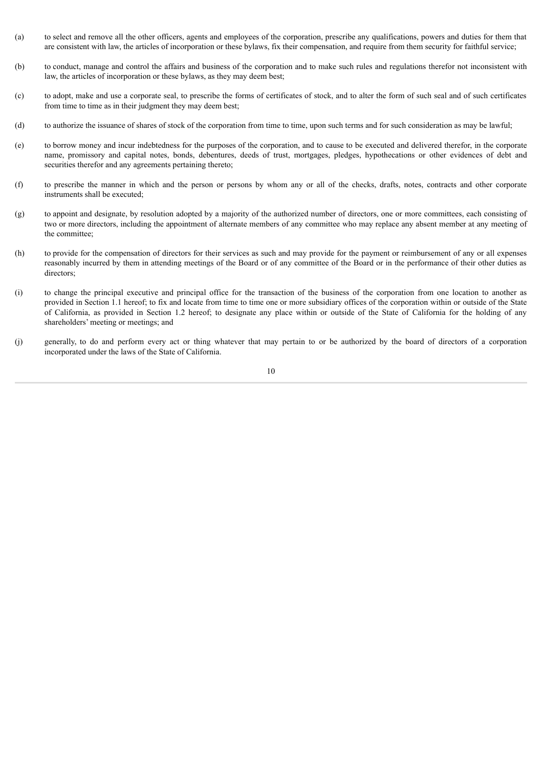(a) to select and remove all the other officers, agents and employees of the corporation, prescribe any qualifications, powers and duties for them that are consistent with law, the articles of incorporation or these bylaws, fix their compensation, and require from them security for faithful service;

(b) to conduct, manage and control the affairs and business of the corporation and to make such rules and regulations therefor not inconsistent with law, the articles of incorporation or these bylaws, as they may deem best;

(c) to adopt, make and use a corporate seal, to prescribe the forms of certificates of stock, and to alter the form of such seal and of such certificates from time to time as in their judgment they may deem best;

(d) to authorize the issuance of shares of stock of the corporation from time to time, upon such terms and for such consideration as may be lawful;

(e) to borrow money and incur indebtedness for the purposes of the corporation, and to cause to be executed and delivered therefor, in the corporate name, promissory and capital notes, bonds, debentures, deeds of trust, mortgages, pledges, hypothecations or other evidences of debt and securities therefor and any agreements pertaining thereto;

(f) to prescribe the manner in which and the person or persons by whom any or all of the checks, drafts, notes, contracts and other corporate instruments shall be executed;

(g) to appoint and designate, by resolution adopted by a majority of the authorized number of directors, one or more committees, each consisting of two or more directors, including the appointment of alternate members of any committee who may replace any absent member at any meeting of the committee;

(h) to provide for the compensation of directors for their services as such and may provide for the payment or reimbursement of any or all expenses reasonably incurred by them in attending meetings of the Board or of any committee of the Board or in the performance of their other duties as directors;

(i) to change the principal executive and principal office for the transaction of the business of the corporation from one location to another as provided in Section 1.1 hereof; to fix and locate from time to time one or more subsidiary offices of the corporation within or outside of the State of California, as provided in Section 1.2 hereof; to designate any place within or outside of the State of California for the holding of any shareholders' meeting or meetings; and

(j) generally, to do and perform every act or thing whatever that may pertain to or be authorized by the board of directors of a corporation incorporated under the laws of the State of California.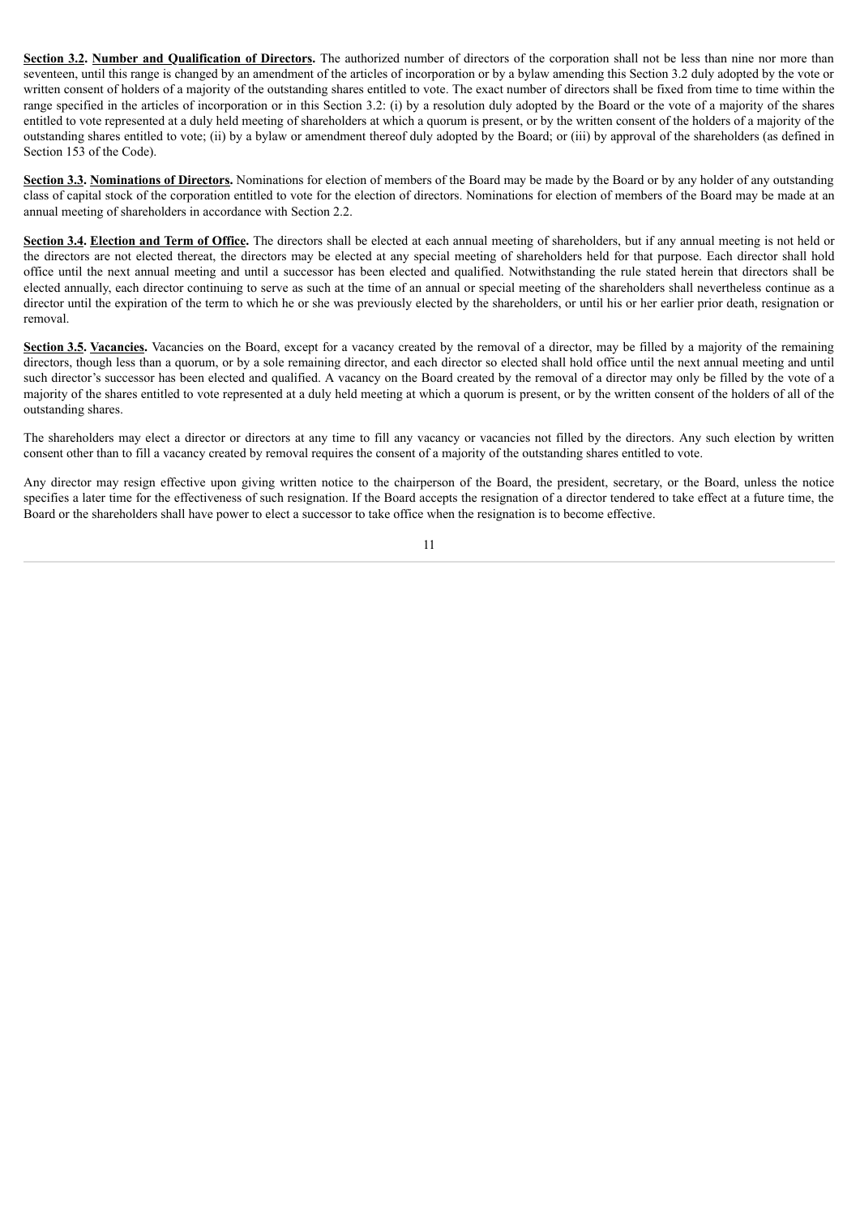**Section 3.2. Number and Qualification of Directors.** The authorized number of directors of the corporation shall not be less than nine nor more than seventeen, until this range is changed by an amendment of the articles of incorporation or by a bylaw amending this Section 3.2 duly adopted by the vote or written consent of holders of a majority of the outstanding shares entitled to vote. The exact number of directors shall be fixed from time to time within the range specified in the articles of incorporation or in this Section 3.2: (i) by a resolution duly adopted by the Board or the vote of a majority of the shares entitled to vote represented at a duly held meeting of shareholders at which a quorum is present, or by the written consent of the holders of a majority of the outstanding shares entitled to vote; (ii) by a bylaw or amendment thereof duly adopted by the Board; or (iii) by approval of the shareholders (as defined in Section 153 of the Code).

**Section 3.3. Nominations of Directors.** Nominations for election of members of the Board may be made by the Board or by any holder of any outstanding class of capital stock of the corporation entitled to vote for the election of directors. Nominations for election of members of the Board may be made at an annual meeting of shareholders in accordance with Section 2.2.

**Section 3.4. Election and Term of Office.** The directors shall be elected at each annual meeting of shareholders, but if any annual meeting is not held or the directors are not elected thereat, the directors may be elected at any special meeting of shareholders held for that purpose. Each director shall hold office until the next annual meeting and until a successor has been elected and qualified. Notwithstanding the rule stated herein that directors shall be elected annually, each director continuing to serve as such at the time of an annual or special meeting of the shareholders shall nevertheless continue as a director until the expiration of the term to which he or she was previously elected by the shareholders, or until his or her earlier prior death, resignation or removal.

**Section 3.5. Vacancies.** Vacancies on the Board, except for a vacancy created by the removal of a director, may be filled by a majority of the remaining directors, though less than a quorum, or by a sole remaining director, and each director so elected shall hold office until the next annual meeting and until such director's successor has been elected and qualified. A vacancy on the Board created by the removal of a director may only be filled by the vote of a majority of the shares entitled to vote represented at a duly held meeting at which a quorum is present, or by the written consent of the holders of all of the outstanding shares.

The shareholders may elect a director or directors at any time to fill any vacancy or vacancies not filled by the directors. Any such election by written consent other than to fill a vacancy created by removal requires the consent of a majority of the outstanding shares entitled to vote.

Any director may resign effective upon giving written notice to the chairperson of the Board, the president, secretary, or the Board, unless the notice specifies a later time for the effectiveness of such resignation. If the Board accepts the resignation of a director tendered to take effect at a future time, the Board or the shareholders shall have power to elect a successor to take office when the resignation is to become effective.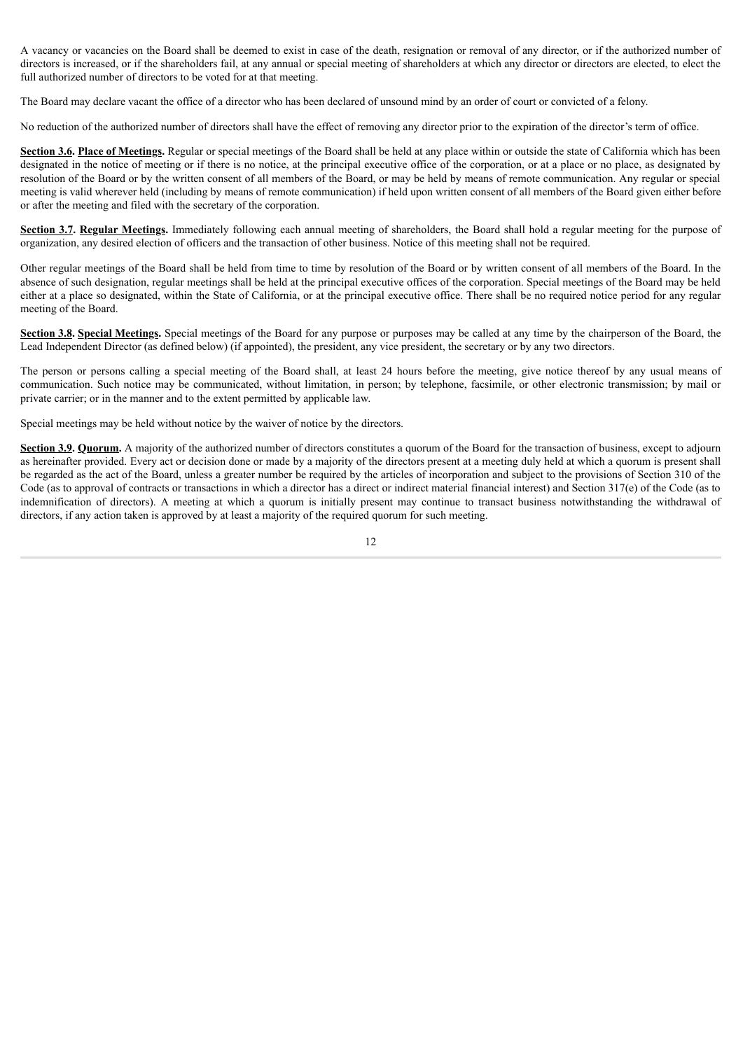A vacancy or vacancies on the Board shall be deemed to exist in case of the death, resignation or removal of any director, or if the authorized number of directors is increased, or if the shareholders fail, at any annual or special meeting of shareholders at which any director or directors are elected, to elect the full authorized number of directors to be voted for at that meeting.

The Board may declare vacant the office of a director who has been declared of unsound mind by an order of court or convicted of a felony.

No reduction of the authorized number of directors shall have the effect of removing any director prior to the expiration of the director's term of office.

**Section 3.6. Place of Meetings.** Regular or special meetings of the Board shall be held at any place within or outside the state of California which has been designated in the notice of meeting or if there is no notice, at the principal executive office of the corporation, or at a place or no place, as designated by resolution of the Board or by the written consent of all members of the Board, or may be held by means of remote communication. Any regular or special meeting is valid wherever held (including by means of remote communication) if held upon written consent of all members of the Board given either before or after the meeting and filed with the secretary of the corporation.

**Section 3.7. Regular Meetings.** Immediately following each annual meeting of shareholders, the Board shall hold a regular meeting for the purpose of organization, any desired election of officers and the transaction of other business. Notice of this meeting shall not be required.

Other regular meetings of the Board shall be held from time to time by resolution of the Board or by written consent of all members of the Board. In the absence of such designation, regular meetings shall be held at the principal executive offices of the corporation. Special meetings of the Board may be held either at a place so designated, within the State of California, or at the principal executive office. There shall be no required notice period for any regular meeting of the Board.

**Section 3.8. Special Meetings.** Special meetings of the Board for any purpose or purposes may be called at any time by the chairperson of the Board, the Lead Independent Director (as defined below) (if appointed), the president, any vice president, the secretary or by any two directors.

The person or persons calling a special meeting of the Board shall, at least 24 hours before the meeting, give notice thereof by any usual means of communication. Such notice may be communicated, without limitation, in person; by telephone, facsimile, or other electronic transmission; by mail or private carrier; or in the manner and to the extent permitted by applicable law.

Special meetings may be held without notice by the waiver of notice by the directors.

**Section 3.9. Quorum.** A majority of the authorized number of directors constitutes a quorum of the Board for the transaction of business, except to adjourn as hereinafter provided. Every act or decision done or made by a majority of the directors present at a meeting duly held at which a quorum is present shall be regarded as the act of the Board, unless a greater number be required by the articles of incorporation and subject to the provisions of Section 310 of the Code (as to approval of contracts or transactions in which a director has a direct or indirect material financial interest) and Section 317(e) of the Code (as to indemnification of directors). A meeting at which a quorum is initially present may continue to transact business notwithstanding the withdrawal of directors, if any action taken is approved by at least a majority of the required quorum for such meeting.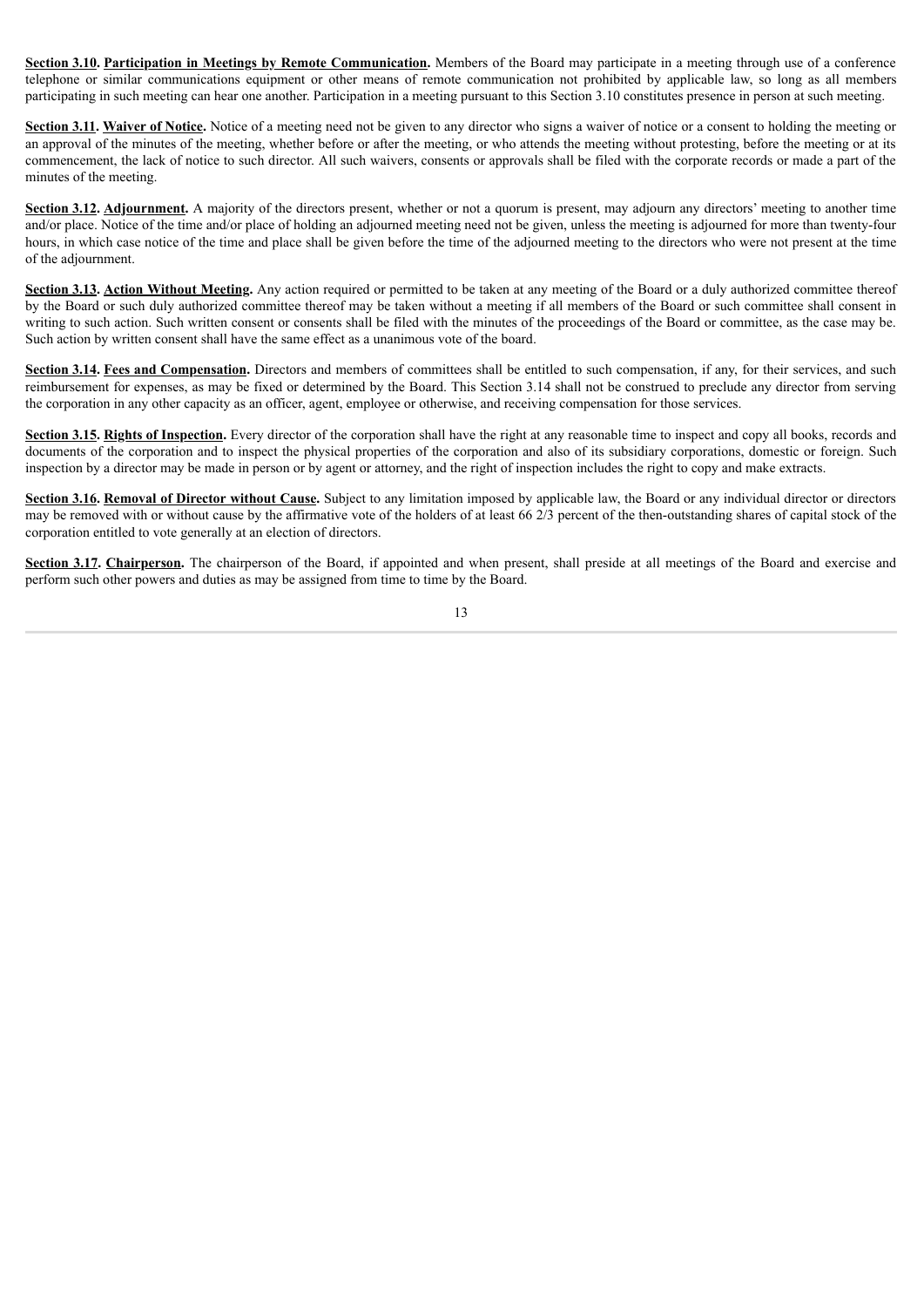**Section 3.10. Participation in Meetings by Remote Communication.** Members of the Board may participate in a meeting through use of a conference telephone or similar communications equipment or other means of remote communication not prohibited by applicable law, so long as all members participating in such meeting can hear one another. Participation in a meeting pursuant to this Section 3.10 constitutes presence in person at such meeting.

**Section 3.11. Waiver of Notice.** Notice of a meeting need not be given to any director who signs a waiver of notice or a consent to holding the meeting or an approval of the minutes of the meeting, whether before or after the meeting, or who attends the meeting without protesting, before the meeting or at its commencement, the lack of notice to such director. All such waivers, consents or approvals shall be filed with the corporate records or made a part of the minutes of the meeting.

**Section 3.12. Adjournment.** A majority of the directors present, whether or not a quorum is present, may adjourn any directors' meeting to another time and/or place. Notice of the time and/or place of holding an adjourned meeting need not be given, unless the meeting is adjourned for more than twenty-four hours, in which case notice of the time and place shall be given before the time of the adjourned meeting to the directors who were not present at the time of the adjournment.

**Section 3.13. Action Without Meeting.** Any action required or permitted to be taken at any meeting of the Board or a duly authorized committee thereof by the Board or such duly authorized committee thereof may be taken without a meeting if all members of the Board or such committee shall consent in writing to such action. Such written consent or consents shall be filed with the minutes of the proceedings of the Board or committee, as the case may be. Such action by written consent shall have the same effect as a unanimous vote of the board.

**Section 3.14. Fees and Compensation.** Directors and members of committees shall be entitled to such compensation, if any, for their services, and such reimbursement for expenses, as may be fixed or determined by the Board. This Section 3.14 shall not be construed to preclude any director from serving the corporation in any other capacity as an officer, agent, employee or otherwise, and receiving compensation for those services.

**Section 3.15. Rights of Inspection.** Every director of the corporation shall have the right at any reasonable time to inspect and copy all books, records and documents of the corporation and to inspect the physical properties of the corporation and also of its subsidiary corporations, domestic or foreign. Such inspection by a director may be made in person or by agent or attorney, and the right of inspection includes the right to copy and make extracts.

**Section 3.16. Removal of Director without Cause.** Subject to any limitation imposed by applicable law, the Board or any individual director or directors may be removed with or without cause by the affirmative vote of the holders of at least 66 2/3 percent of the then-outstanding shares of capital stock of the corporation entitled to vote generally at an election of directors.

**Section 3.17. Chairperson.** The chairperson of the Board, if appointed and when present, shall preside at all meetings of the Board and exercise and perform such other powers and duties as may be assigned from time to time by the Board.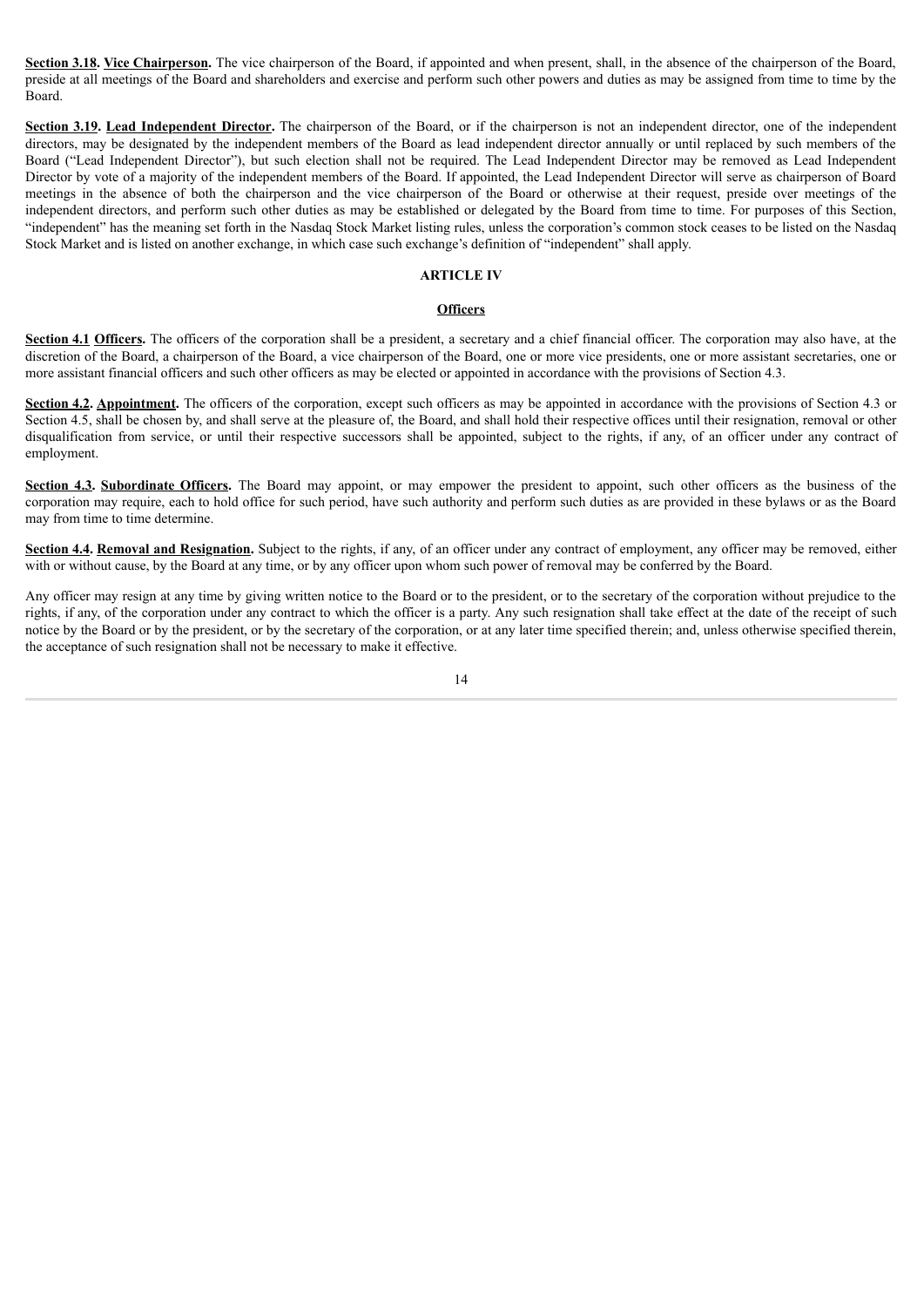**Section 3.18. <u>Vice Chairperson</u>.** The vice chairperson of the Board, if appointed and when present, shall, in the absence of the chairperson of the Board, preside at all meetings of the Board and shareholders and exercise and perform such other powers and duties as may be assigned from time to time by the Board.

**Section 3.19. <u>Lead Independent Director</u>.** The chairperson of the Board, or if the chairperson is not an independent director, one of the independent directors, may be designated by the independent members of the Board as lead independent director annually or until replaced by such members of the Board ("Lead Independent Director"), but such election shall not be required. The Lead Independent Director may be removed as Lead Independent Director by vote of a majority of the independent members of the Board. If appointed, the Lead Independent Director will serve as chairperson of Board meetings in the absence of both the chairperson and the vice chairperson of the Board or otherwise at their request, preside over meetings of the independent directors, and perform such other duties as may be established or delegated by the Board from time to time. For purposes of this Section, "independent" has the meaning set forth in the Nasdaq Stock Market listing rules, unless the corporation's common stock ceases to be listed on the Nasdaq Stock Market and is listed on another exchange, in which case such exchange's definition of "independent" shall apply.

## ARTICLE IV

### <u>Officers</u>

**Section 4.1 <u>Officers</u>.** The officers of the corporation shall be a president, a secretary and a chief financial officer. The corporation may also have, at the discretion of the Board, a chairperson of the Board, a vice chairperson of the Board, one or more vice presidents, one or more assistant secretaries, one or more assistant financial officers and such other officers as may be elected or appointed in accordance with the provisions of Section 4.3.

**Section 4.2. <u>Appointment</u>.** The officers of the corporation, except such officers as may be appointed in accordance with the provisions of Section 4.3 or Section 4.5, shall be chosen by, and shall serve at the pleasure of, the Board, and shall hold their respective offices until their resignation, removal or other disqualification from service, or until their respective successors shall be appointed, subject to the rights, if any, of an officer under any contract of employment.

**Section 4.3. <u>Subordinate Officers</u>.** The Board may appoint, or may empower the president to appoint, such other officers as the business of the corporation may require, each to hold office for such period, have such authority and perform such duties as are provided in these bylaws or as the Board may from time to time determine.

**Section 4.4. <u>Removal and Resignation</u>.** Subject to the rights, if any, of an officer under any contract of employment, any officer may be removed, either with or without cause, by the Board at any time, or by any officer upon whom such power of removal may be conferred by the Board.

Any officer may resign at any time by giving written notice to the Board or to the president, or to the secretary of the corporation without prejudice to the rights, if any, of the corporation under any contract to which the officer is a party. Any such resignation shall take effect at the date of the receipt of such notice by the Board or by the president, or by the secretary of the corporation, or at any later time specified therein; and, unless otherwise specified therein, the acceptance of such resignation shall not be necessary to make it effective.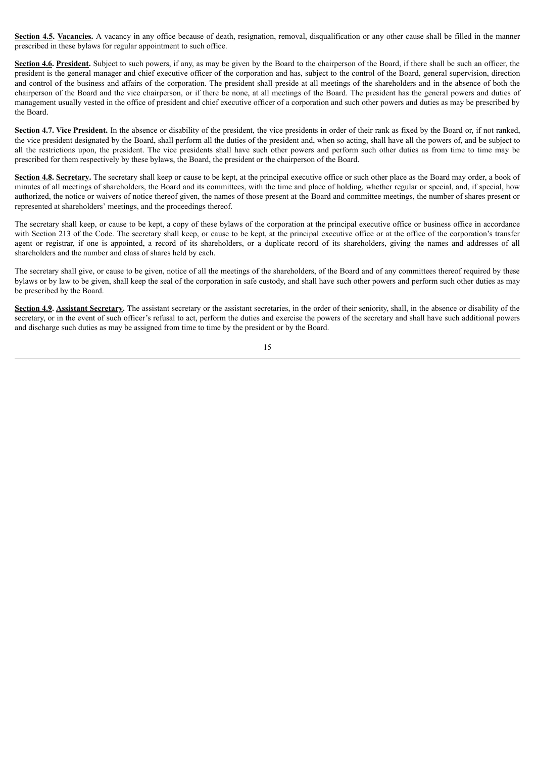**<u>Section 4.5</u>. <u>Vacancies</u>.** A vacancy in any office because of death, resignation, removal, disqualification or any other cause shall be filled in the manner prescribed in these bylaws for regular appointment to such office.

**<u>Section 4.6</u>. <u>President</u>.** Subject to such powers, if any, as may be given by the Board to the chairperson of the Board, if there shall be such an officer, the president is the general manager and chief executive officer of the corporation and has, subject to the control of the Board, general supervision, direction and control of the business and affairs of the corporation. The president shall preside at all meetings of the shareholders and in the absence of both the chairperson of the Board and the vice chairperson, or if there be none, at all meetings of the Board. The president has the general powers and duties of management usually vested in the office of president and chief executive officer of a corporation and such other powers and duties as may be prescribed by the Board.

**<u>Section 4.7</u>. <u>Vice President</u>.** In the absence or disability of the president, the vice presidents in order of their rank as fixed by the Board or, if not ranked, the vice president designated by the Board, shall perform all the duties of the president and, when so acting, shall have all the powers of, and be subject to all the restrictions upon, the president. The vice presidents shall have such other powers and perform such other duties as from time to time may be prescribed for them respectively by these bylaws, the Board, the president or the chairperson of the Board.

**<u>Section 4.8</u>. <u>Secretary</u>.** The secretary shall keep or cause to be kept, at the principal executive office or such other place as the Board may order, a book of minutes of all meetings of shareholders, the Board and its committees, with the time and place of holding, whether regular or special, and, if special, how authorized, the notice or waivers of notice thereof given, the names of those present at the Board and committee meetings, the number of shares present or represented at shareholders' meetings, and the proceedings thereof.

The secretary shall keep, or cause to be kept, a copy of these bylaws of the corporation at the principal executive office or business office in accordance with Section 213 of the Code. The secretary shall keep, or cause to be kept, at the principal executive office or at the office of the corporation's transfer agent or registrar, if one is appointed, a record of its shareholders, or a duplicate record of its shareholders, giving the names and addresses of all shareholders and the number and class of shares held by each.

The secretary shall give, or cause to be given, notice of all the meetings of the shareholders, of the Board and of any committees thereof required by these bylaws or by law to be given, shall keep the seal of the corporation in safe custody, and shall have such other powers and perform such other duties as may be prescribed by the Board.

**<u>Section 4.9</u>. <u>Assistant Secretary</u>.** The assistant secretary or the assistant secretaries, in the order of their seniority, shall, in the absence or disability of the secretary, or in the event of such officer's refusal to act, perform the duties and exercise the powers of the secretary and shall have such additional powers and discharge such duties as may be assigned from time to time by the president or by the Board.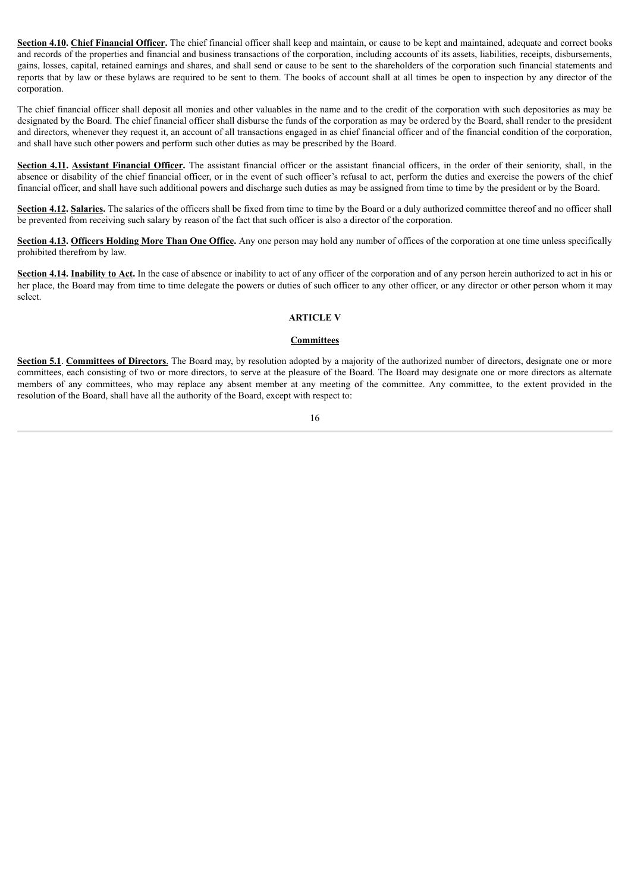**Section 4.10. Chief Financial Officer.** The chief financial officer shall keep and maintain, or cause to be kept and maintained, adequate and correct books and records of the properties and financial and business transactions of the corporation, including accounts of its assets, liabilities, receipts, disbursements, gains, losses, capital, retained earnings and shares, and shall send or cause to be sent to the shareholders of the corporation such financial statements and reports that by law or these bylaws are required to be sent to them. The books of account shall at all times be open to inspection by any director of the corporation.

The chief financial officer shall deposit all monies and other valuables in the name and to the credit of the corporation with such depositories as may be designated by the Board. The chief financial officer shall disburse the funds of the corporation as may be ordered by the Board, shall render to the president and directors, whenever they request it, an account of all transactions engaged in as chief financial officer and of the financial condition of the corporation, and shall have such other powers and perform such other duties as may be prescribed by the Board.

**Section 4.11. Assistant Financial Officer.** The assistant financial officer or the assistant financial officers, in the order of their seniority, shall, in the absence or disability of the chief financial officer, or in the event of such officer's refusal to act, perform the duties and exercise the powers of the chief financial officer, and shall have such additional powers and discharge such duties as may be assigned from time to time by the president or by the Board.

**Section 4.12. Salaries.** The salaries of the officers shall be fixed from time to time by the Board or a duly authorized committee thereof and no officer shall be prevented from receiving such salary by reason of the fact that such officer is also a director of the corporation.

**Section 4.13. Officers Holding More Than One Office.** Any one person may hold any number of offices of the corporation at one time unless specifically prohibited therefrom by law.

**Section 4.14. Inability to Act.** In the case of absence or inability to act of any officer of the corporation and of any person herein authorized to act in his or her place, the Board may from time to time delegate the powers or duties of such officer to any other officer, or any director or other person whom it may select.

## ARTICLE V

## Committees

**Section 5.1**. **Committees of Directors**. The Board may, by resolution adopted by a majority of the authorized number of directors, designate one or more committees, each consisting of two or more directors, to serve at the pleasure of the Board. The Board may designate one or more directors as alternate members of any committees, who may replace any absent member at any meeting of the committee. Any committee, to the extent provided in the resolution of the Board, shall have all the authority of the Board, except with respect to: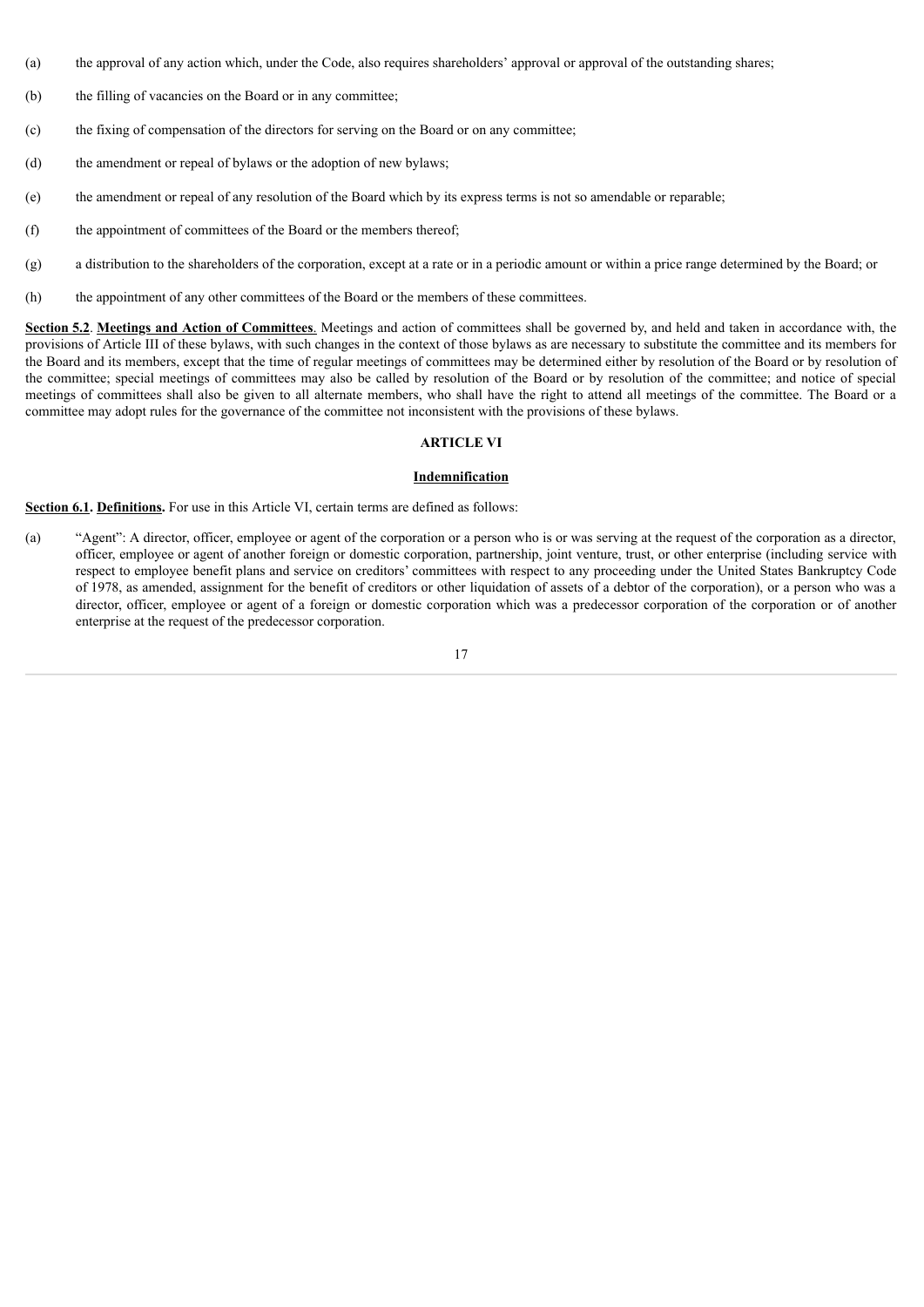(a) the approval of any action which, under the Code, also requires shareholders' approval or approval of the outstanding shares;

(b) the filling of vacancies on the Board or in any committee;

(c) the fixing of compensation of the directors for serving on the Board or on any committee;

(d) the amendment or repeal of bylaws or the adoption of new bylaws;

(e) the amendment or repeal of any resolution of the Board which by its express terms is not so amendable or reparable;

(f) the appointment of committees of the Board or the members thereof;

(g) a distribution to the shareholders of the corporation, except at a rate or in a periodic amount or within a price range determined by the Board; or

(h) the appointment of any other committees of the Board or the members of these committees.

**Section 5.2**. **Meetings and Action of Committees**. Meetings and action of committees shall be governed by, and held and taken in accordance with, the provisions of Article III of these bylaws, with such changes in the context of those bylaws as are necessary to substitute the committee and its members for the Board and its members, except that the time of regular meetings of committees may be determined either by resolution of the Board or by resolution of the committee; special meetings of committees may also be called by resolution of the Board or by resolution of the committee; and notice of special meetings of committees shall also be given to all alternate members, who shall have the right to attend all meetings of the committee. The Board or a committee may adopt rules for the governance of the committee not inconsistent with the provisions of these bylaws.

## ARTICLE VI

### Indemnification

**Section 6.1. Definitions.** For use in this Article VI, certain terms are defined as follows:

(a) "Agent": A director, officer, employee or agent of the corporation or a person who is or was serving at the request of the corporation as a director, officer, employee or agent of another foreign or domestic corporation, partnership, joint venture, trust, or other enterprise (including service with respect to employee benefit plans and service on creditors' committees with respect to any proceeding under the United States Bankruptcy Code of 1978, as amended, assignment for the benefit of creditors or other liquidation of assets of a debtor of the corporation), or a person who was a director, officer, employee or agent of a foreign or domestic corporation which was a predecessor corporation of the corporation or of another enterprise at the request of the predecessor corporation.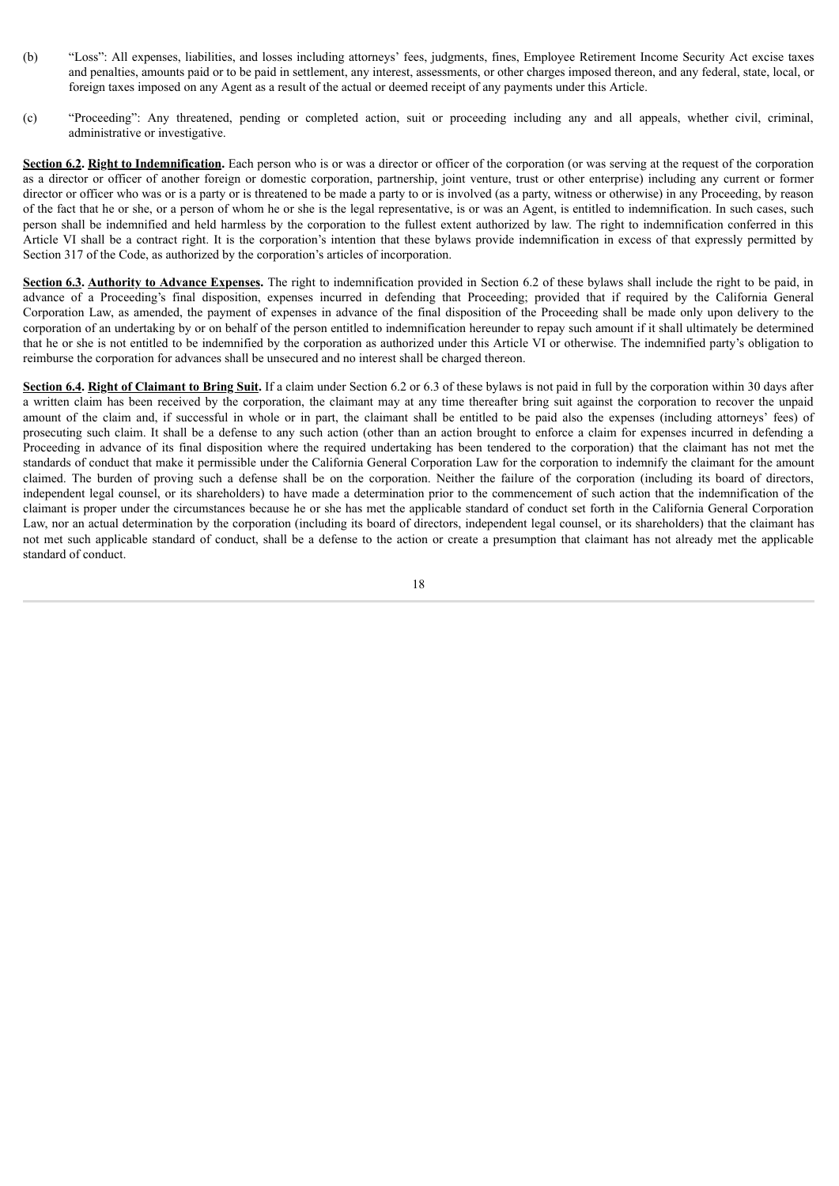(b) "Loss": All expenses, liabilities, and losses including attorneys' fees, judgments, fines, Employee Retirement Income Security Act excise taxes and penalties, amounts paid or to be paid in settlement, any interest, assessments, or other charges imposed thereon, and any federal, state, local, or foreign taxes imposed on any Agent as a result of the actual or deemed receipt of any payments under this Article.

(c) "Proceeding": Any threatened, pending or completed action, suit or proceeding including any and all appeals, whether civil, criminal, administrative or investigative.

**<u>Section 6.2</u>. <u>Right to Indemnification</u>.** Each person who is or was a director or officer of the corporation (or was serving at the request of the corporation as a director or officer of another foreign or domestic corporation, partnership, joint venture, trust or other enterprise) including any current or former director or officer who was or is a party or is threatened to be made a party to or is involved (as a party, witness or otherwise) in any Proceeding, by reason of the fact that he or she, or a person of whom he or she is the legal representative, is or was an Agent, is entitled to indemnification. In such cases, such person shall be indemnified and held harmless by the corporation to the fullest extent authorized by law. The right to indemnification conferred in this Article VI shall be a contract right. It is the corporation's intention that these bylaws provide indemnification in excess of that expressly permitted by Section 317 of the Code, as authorized by the corporation's articles of incorporation.

**<u>Section 6.3</u>. <u>Authority to Advance Expenses</u>.** The right to indemnification provided in Section 6.2 of these bylaws shall include the right to be paid, in advance of a Proceeding's final disposition, expenses incurred in defending that Proceeding; provided that if required by the California General Corporation Law, as amended, the payment of expenses in advance of the final disposition of the Proceeding shall be made only upon delivery to the corporation of an undertaking by or on behalf of the person entitled to indemnification hereunder to repay such amount if it shall ultimately be determined that he or she is not entitled to be indemnified by the corporation as authorized under this Article VI or otherwise. The indemnified party's obligation to reimburse the corporation for advances shall be unsecured and no interest shall be charged thereon.

**<u>Section 6.4</u>. <u>Right of Claimant to Bring Suit</u>.** If a claim under Section 6.2 or 6.3 of these bylaws is not paid in full by the corporation within 30 days after a written claim has been received by the corporation, the claimant may at any time thereafter bring suit against the corporation to recover the unpaid amount of the claim and, if successful in whole or in part, the claimant shall be entitled to be paid also the expenses (including attorneys' fees) of prosecuting such claim. It shall be a defense to any such action (other than an action brought to enforce a claim for expenses incurred in defending a Proceeding in advance of its final disposition where the required undertaking has been tendered to the corporation) that the claimant has not met the standards of conduct that make it permissible under the California General Corporation Law for the corporation to indemnify the claimant for the amount claimed. The burden of proving such a defense shall be on the corporation. Neither the failure of the corporation (including its board of directors, independent legal counsel, or its shareholders) to have made a determination prior to the commencement of such action that the indemnification of the claimant is proper under the circumstances because he or she has met the applicable standard of conduct set forth in the California General Corporation Law, nor an actual determination by the corporation (including its board of directors, independent legal counsel, or its shareholders) that the claimant has not met such applicable standard of conduct, shall be a defense to the action or create a presumption that claimant has not already met the applicable standard of conduct.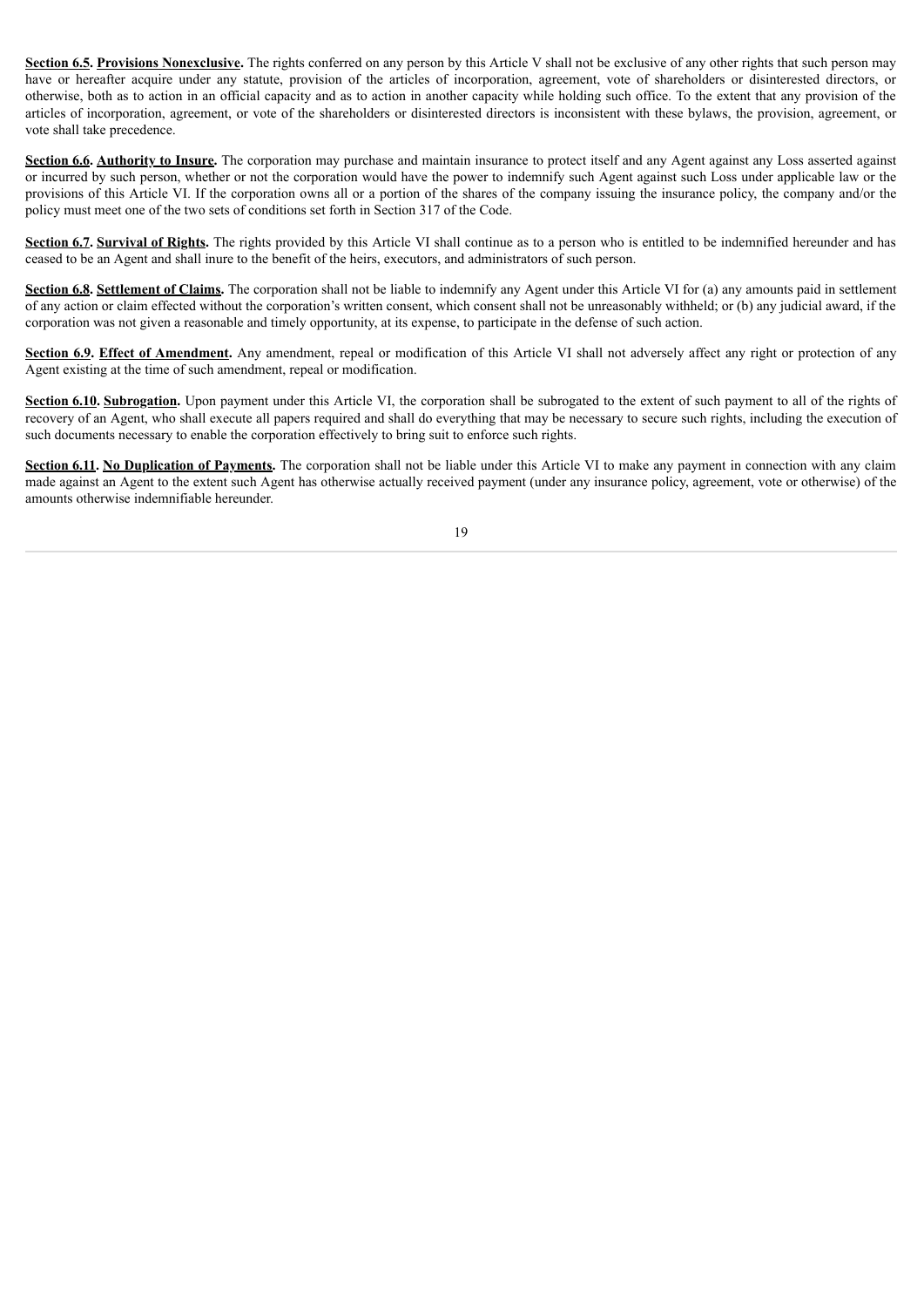**Section 6.5. Provisions Nonexclusive.** The rights conferred on any person by this Article V shall not be exclusive of any other rights that such person may have or hereafter acquire under any statute, provision of the articles of incorporation, agreement, vote of shareholders or disinterested directors, or otherwise, both as to action in an official capacity and as to action in another capacity while holding such office. To the extent that any provision of the articles of incorporation, agreement, or vote of the shareholders or disinterested directors is inconsistent with these bylaws, the provision, agreement, or vote shall take precedence.

**Section 6.6. Authority to Insure.** The corporation may purchase and maintain insurance to protect itself and any Agent against any Loss asserted against or incurred by such person, whether or not the corporation would have the power to indemnify such Agent against such Loss under applicable law or the provisions of this Article VI. If the corporation owns all or a portion of the shares of the company issuing the insurance policy, the company and/or the policy must meet one of the two sets of conditions set forth in Section 317 of the Code.

**Section 6.7. Survival of Rights.** The rights provided by this Article VI shall continue as to a person who is entitled to be indemnified hereunder and has ceased to be an Agent and shall inure to the benefit of the heirs, executors, and administrators of such person.

**Section 6.8. Settlement of Claims.** The corporation shall not be liable to indemnify any Agent under this Article VI for (a) any amounts paid in settlement of any action or claim effected without the corporation's written consent, which consent shall not be unreasonably withheld; or (b) any judicial award, if the corporation was not given a reasonable and timely opportunity, at its expense, to participate in the defense of such action.

**Section 6.9. Effect of Amendment.** Any amendment, repeal or modification of this Article VI shall not adversely affect any right or protection of any Agent existing at the time of such amendment, repeal or modification.

**Section 6.10. Subrogation.** Upon payment under this Article VI, the corporation shall be subrogated to the extent of such payment to all of the rights of recovery of an Agent, who shall execute all papers required and shall do everything that may be necessary to secure such rights, including the execution of such documents necessary to enable the corporation effectively to bring suit to enforce such rights.

**Section 6.11. No Duplication of Payments.** The corporation shall not be liable under this Article VI to make any payment in connection with any claim made against an Agent to the extent such Agent has otherwise actually received payment (under any insurance policy, agreement, vote or otherwise) of the amounts otherwise indemnifiable hereunder.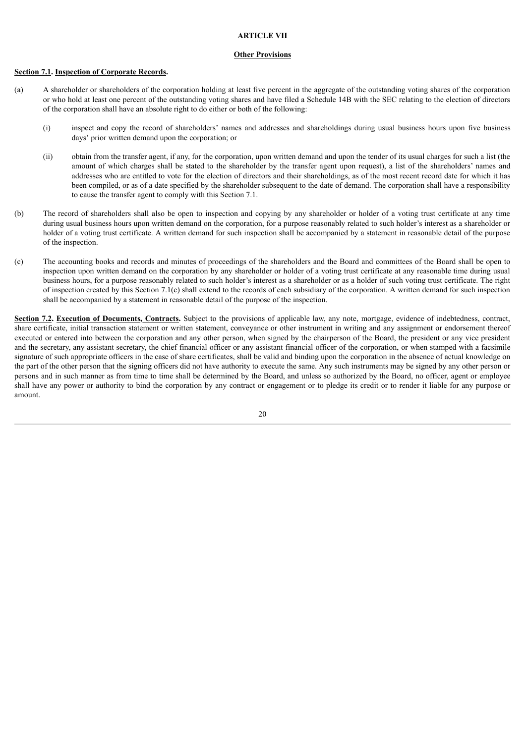## ARTICLE VII

### Other Provisions

**Section 7.1. Inspection of Corporate Records.**

(a) A shareholder or shareholders of the corporation holding at least five percent in the aggregate of the outstanding voting shares of the corporation or who hold at least one percent of the outstanding voting shares and have filed a Schedule 14B with the SEC relating to the election of directors of the corporation shall have an absolute right to do either or both of the following:

(i) inspect and copy the record of shareholders' names and addresses and shareholdings during usual business hours upon five business days' prior written demand upon the corporation; or

(ii) obtain from the transfer agent, if any, for the corporation, upon written demand and upon the tender of its usual charges for such a list (the amount of which charges shall be stated to the shareholder by the transfer agent upon request), a list of the shareholders' names and addresses who are entitled to vote for the election of directors and their shareholdings, as of the most recent record date for which it has been compiled, or as of a date specified by the shareholder subsequent to the date of demand. The corporation shall have a responsibility to cause the transfer agent to comply with this Section 7.1.

(b) The record of shareholders shall also be open to inspection and copying by any shareholder or holder of a voting trust certificate at any time during usual business hours upon written demand on the corporation, for a purpose reasonably related to such holder's interest as a shareholder or holder of a voting trust certificate. A written demand for such inspection shall be accompanied by a statement in reasonable detail of the purpose of the inspection.

(c) The accounting books and records and minutes of proceedings of the shareholders and the Board and committees of the Board shall be open to inspection upon written demand on the corporation by any shareholder or holder of a voting trust certificate at any reasonable time during usual business hours, for a purpose reasonably related to such holder's interest as a shareholder or as a holder of such voting trust certificate. The right of inspection created by this Section 7.1(c) shall extend to the records of each subsidiary of the corporation. A written demand for such inspection shall be accompanied by a statement in reasonable detail of the purpose of the inspection.

**Section 7.2. Execution of Documents, Contracts.** Subject to the provisions of applicable law, any note, mortgage, evidence of indebtedness, contract, share certificate, initial transaction statement or written statement, conveyance or other instrument in writing and any assignment or endorsement thereof executed or entered into between the corporation and any other person, when signed by the chairperson of the Board, the president or any vice president and the secretary, any assistant secretary, the chief financial officer or any assistant financial officer of the corporation, or when stamped with a facsimile signature of such appropriate officers in the case of share certificates, shall be valid and binding upon the corporation in the absence of actual knowledge on the part of the other person that the signing officers did not have authority to execute the same. Any such instruments may be signed by any other person or persons and in such manner as from time to time shall be determined by the Board, and unless so authorized by the Board, no officer, agent or employee shall have any power or authority to bind the corporation by any contract or engagement or to pledge its credit or to render it liable for any purpose or amount.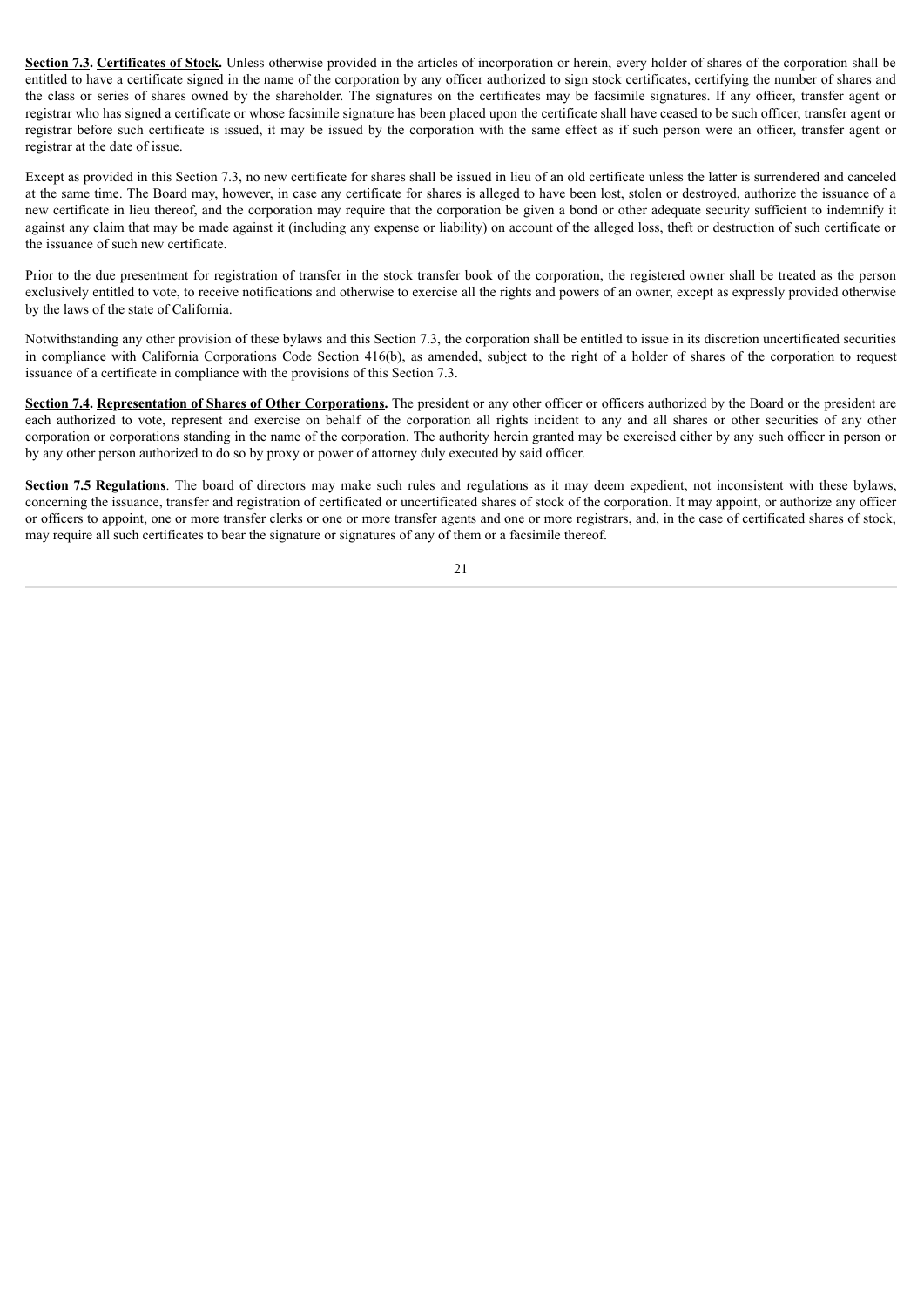**Section 7.3. Certificates of Stock.** Unless otherwise provided in the articles of incorporation or herein, every holder of shares of the corporation shall be entitled to have a certificate signed in the name of the corporation by any officer authorized to sign stock certificates, certifying the number of shares and the class or series of shares owned by the shareholder. The signatures on the certificates may be facsimile signatures. If any officer, transfer agent or registrar who has signed a certificate or whose facsimile signature has been placed upon the certificate shall have ceased to be such officer, transfer agent or registrar before such certificate is issued, it may be issued by the corporation with the same effect as if such person were an officer, transfer agent or registrar at the date of issue.

Except as provided in this Section 7.3, no new certificate for shares shall be issued in lieu of an old certificate unless the latter is surrendered and canceled at the same time. The Board may, however, in case any certificate for shares is alleged to have been lost, stolen or destroyed, authorize the issuance of a new certificate in lieu thereof, and the corporation may require that the corporation be given a bond or other adequate security sufficient to indemnify it against any claim that may be made against it (including any expense or liability) on account of the alleged loss, theft or destruction of such certificate or the issuance of such new certificate.

Prior to the due presentment for registration of transfer in the stock transfer book of the corporation, the registered owner shall be treated as the person exclusively entitled to vote, to receive notifications and otherwise to exercise all the rights and powers of an owner, except as expressly provided otherwise by the laws of the state of California.

Notwithstanding any other provision of these bylaws and this Section 7.3, the corporation shall be entitled to issue in its discretion uncertificated securities in compliance with California Corporations Code Section 416(b), as amended, subject to the right of a holder of shares of the corporation to request issuance of a certificate in compliance with the provisions of this Section 7.3.

**Section 7.4. Representation of Shares of Other Corporations.** The president or any other officer or officers authorized by the Board or the president are each authorized to vote, represent and exercise on behalf of the corporation all rights incident to any and all shares or other securities of any other corporation or corporations standing in the name of the corporation. The authority herein granted may be exercised either by any such officer in person or by any other person authorized to do so by proxy or power of attorney duly executed by said officer.

**Section 7.5 Regulations**. The board of directors may make such rules and regulations as it may deem expedient, not inconsistent with these bylaws, concerning the issuance, transfer and registration of certificated or uncertificated shares of stock of the corporation. It may appoint, or authorize any officer or officers to appoint, one or more transfer clerks or one or more transfer agents and one or more registrars, and, in the case of certificated shares of stock, may require all such certificates to bear the signature or signatures of any of them or a facsimile thereof.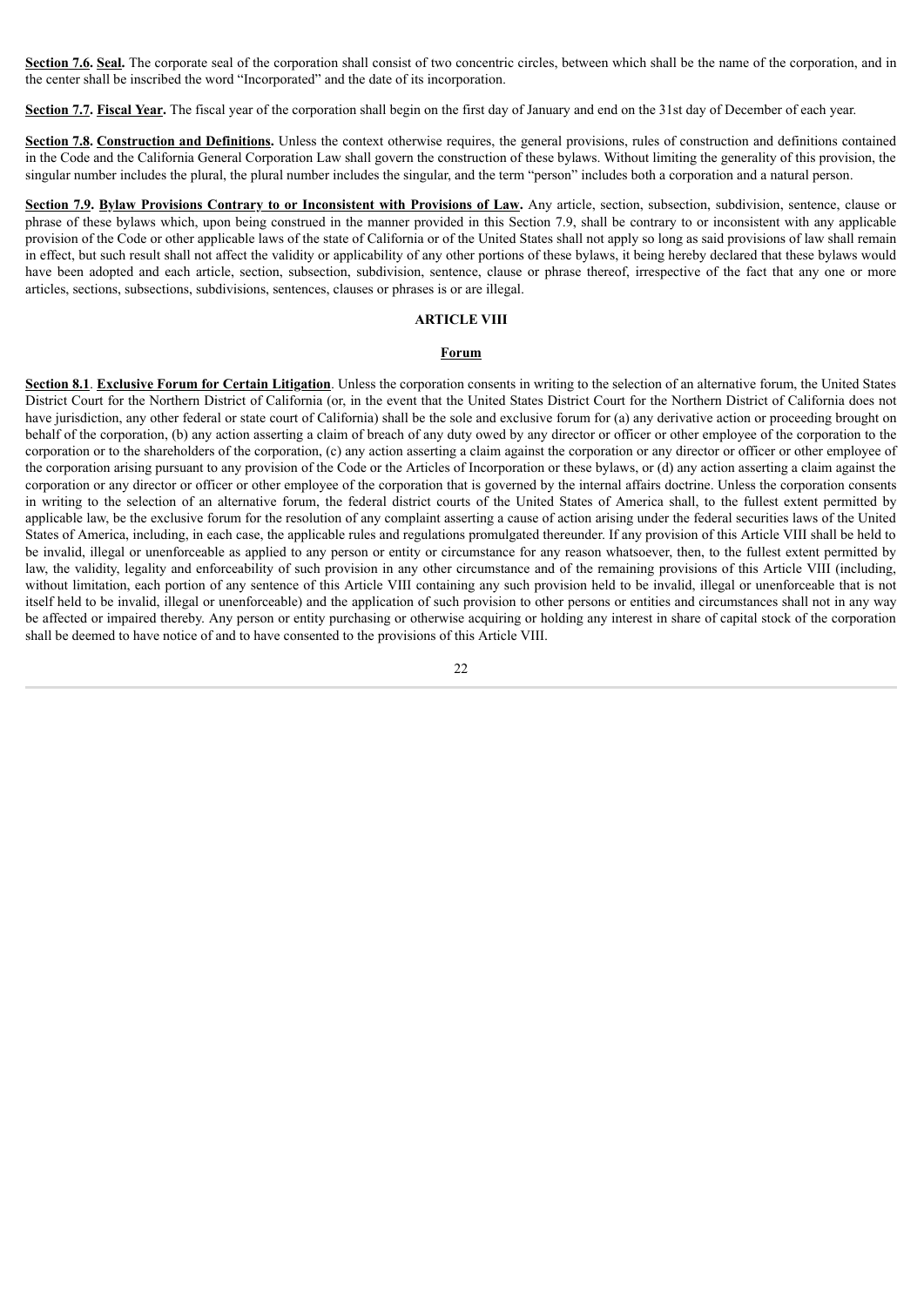**Section 7.6. Seal.** The corporate seal of the corporation shall consist of two concentric circles, between which shall be the name of the corporation, and in the center shall be inscribed the word "Incorporated" and the date of its incorporation.

**Section 7.7. Fiscal Year.** The fiscal year of the corporation shall begin on the first day of January and end on the 31st day of December of each year.

**Section 7.8. Construction and Definitions.** Unless the context otherwise requires, the general provisions, rules of construction and definitions contained in the Code and the California General Corporation Law shall govern the construction of these bylaws. Without limiting the generality of this provision, the singular number includes the plural, the plural number includes the singular, and the term "person" includes both a corporation and a natural person.

**Section 7.9. Bylaw Provisions Contrary to or Inconsistent with Provisions of Law.** Any article, section, subsection, subdivision, sentence, clause or phrase of these bylaws which, upon being construed in the manner provided in this Section 7.9, shall be contrary to or inconsistent with any applicable provision of the Code or other applicable laws of the state of California or of the United States shall not apply so long as said provisions of law shall remain in effect, but such result shall not affect the validity or applicability of any other portions of these bylaws, it being hereby declared that these bylaws would have been adopted and each article, section, subsection, subdivision, sentence, clause or phrase thereof, irrespective of the fact that any one or more articles, sections, subsections, subdivisions, sentences, clauses or phrases is or are illegal.

## ARTICLE VIII

### Forum

**Section 8.1. Exclusive Forum for Certain Litigation**. Unless the corporation consents in writing to the selection of an alternative forum, the United States District Court for the Northern District of California (or, in the event that the United States District Court for the Northern District of California does not have jurisdiction, any other federal or state court of California) shall be the sole and exclusive forum for (a) any derivative action or proceeding brought on behalf of the corporation, (b) any action asserting a claim of breach of any duty owed by any director or officer or other employee of the corporation to the corporation or to the shareholders of the corporation, (c) any action asserting a claim against the corporation or any director or officer or other employee of the corporation arising pursuant to any provision of the Code or the Articles of Incorporation or these bylaws, or (d) any action asserting a claim against the corporation or any director or officer or other employee of the corporation that is governed by the internal affairs doctrine. Unless the corporation consents in writing to the selection of an alternative forum, the federal district courts of the United States of America shall, to the fullest extent permitted by applicable law, be the exclusive forum for the resolution of any complaint asserting a cause of action arising under the federal securities laws of the United States of America, including, in each case, the applicable rules and regulations promulgated thereunder. If any provision of this Article VIII shall be held to be invalid, illegal or unenforceable as applied to any person or entity or circumstance for any reason whatsoever, then, to the fullest extent permitted by law, the validity, legality and enforceability of such provision in any other circumstance and of the remaining provisions of this Article VIII (including, without limitation, each portion of any sentence of this Article VIII containing any such provision held to be invalid, illegal or unenforceable that is not itself held to be invalid, illegal or unenforceable) and the application of such provision to other persons or entities and circumstances shall not in any way be affected or impaired thereby. Any person or entity purchasing or otherwise acquiring or holding any interest in share of capital stock of the corporation shall be deemed to have notice of and to have consented to the provisions of this Article VIII.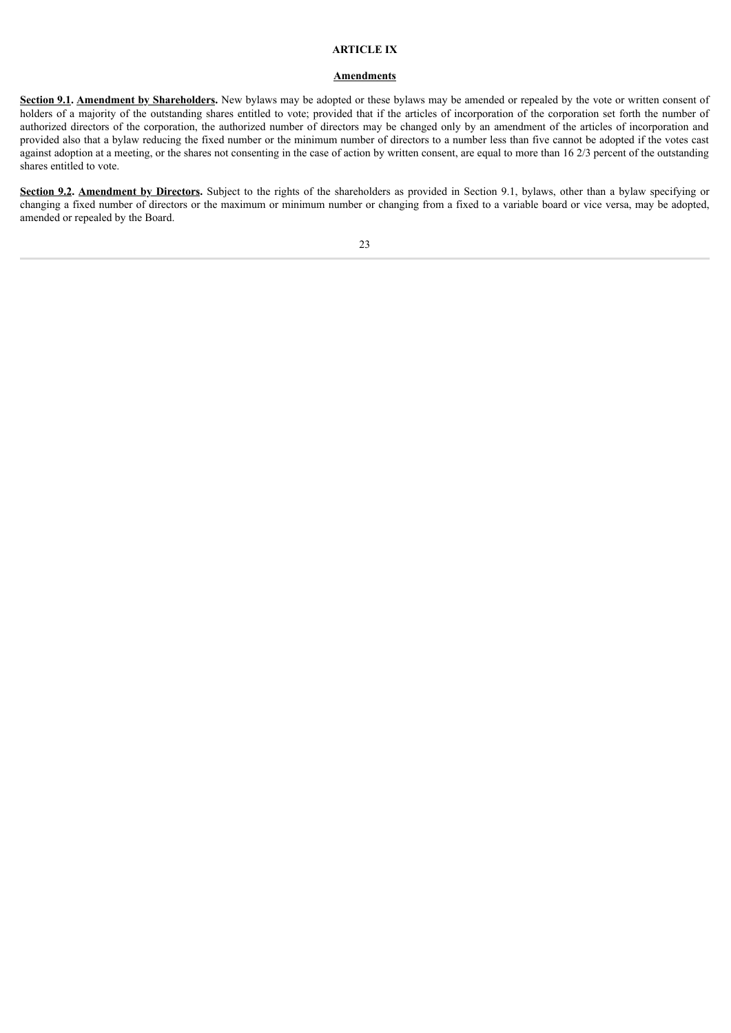## ARTICLE IX

### Amendments

**Section 9.1. Amendment by Shareholders.** New bylaws may be adopted or these bylaws may be amended or repealed by the vote or written consent of holders of a majority of the outstanding shares entitled to vote; provided that if the articles of incorporation of the corporation set forth the number of authorized directors of the corporation, the authorized number of directors may be changed only by an amendment of the articles of incorporation and provided also that a bylaw reducing the fixed number or the minimum number of directors to a number less than five cannot be adopted if the votes cast against adoption at a meeting, or the shares not consenting in the case of action by written consent, are equal to more than 16 2/3 percent of the outstanding shares entitled to vote.

**Section 9.2. Amendment by Directors.** Subject to the rights of the shareholders as provided in Section 9.1, bylaws, other than a bylaw specifying or changing a fixed number of directors or the maximum or minimum number or changing from a fixed to a variable board or vice versa, may be adopted, amended or repealed by the Board.